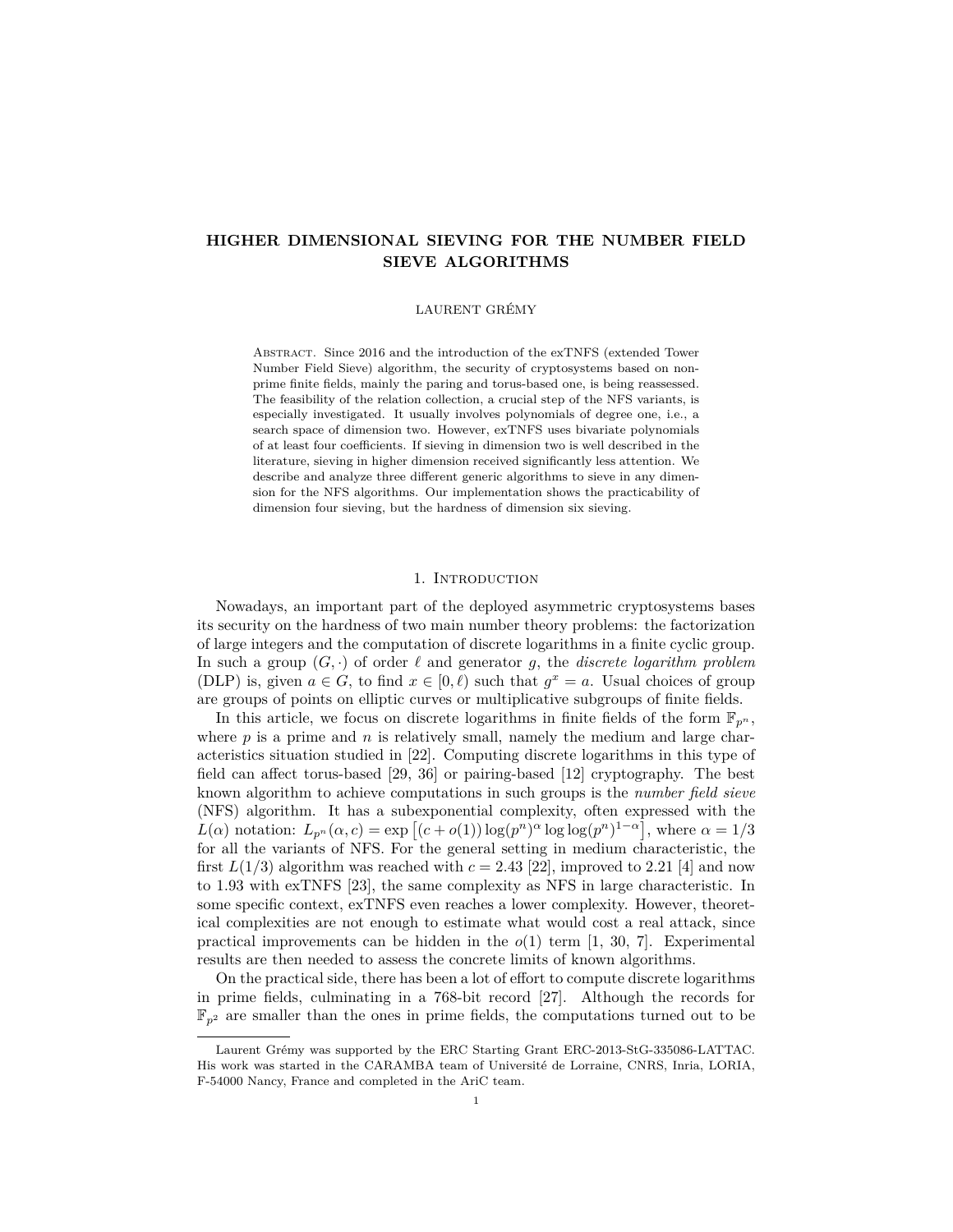# HIGHER DIMENSIONAL SIEVING FOR THE NUMBER FIELD SIEVE ALGORITHMS

LAURENT GRÉMY

ABSTRACT. Since 2016 and the introduction of the exTNFS (extended Tower Number Field Sieve) algorithm, the security of cryptosystems based on non-prime finite fields, mainly the paring and torus-based one, is being reassessed. The feasibility of the relation collection, a crucial step of the NFS variants, is especially investigated. It usually involves polynomials of degree one, i.e., a search space of dimension two. However, exTNFS uses bivariate polynomials of at least four coefficients. If sieving in dimension two is well described in the literature, sieving in higher dimension received significantly less attention. We describe and analyze three different generic algorithms to sieve in any dimension for the NFS algorithms. Our implementation shows the practicability of dimension four sieving, but the hardness of dimension six sieving.

## 1. Introduction

Nowadays, an important part of the deployed asymmetric cryptosystems bases its security on the hardness of two main number theory problems: the factorization of large integers and the computation of discrete logarithms in a finite cyclic group. In such a group $(G, \cdot)$ of order $\ell$ and generator $g$, the *discrete logarithm problem* (DLP) is, given $a \in G$, to find $x \in [0, \ell)$ such that $g^x = a$. Usual choices of group are groups of points on elliptic curves or multiplicative subgroups of finite fields.

In this article, we focus on discrete logarithms in finite fields of the form $\mathbb{F}_{p^n}$, where $p$ is a prime and $n$ is relatively small, namely the medium and large characteristics situation studied in [22]. Computing discrete logarithms in this type of field can affect torus-based [29, 36] or pairing-based [12] cryptography. The best known algorithm to achieve computations in such groups is the *number field sieve* (NFS) algorithm. It has a subexponential complexity, often expressed with the $L(\alpha)$ notation: $L_{p^n}(\alpha, c) = \exp\left[(c + o(1)) \log(p^n)^\alpha \log\log(p^n)^{1-\alpha}\right]$, where $\alpha = 1/3$ for all the variants of NFS. For the general setting in medium characteristic, the first $L(1/3)$ algorithm was reached with $c = 2.43$ [22], improved to 2.21 [4] and now to 1.93 with exTNFS [23], the same complexity as NFS in large characteristic. In some specific context, exTNFS even reaches a lower complexity. However, theoretical complexities are not enough to estimate what would cost a real attack, since practical improvements can be hidden in the $o(1)$ term [1, 30, 7]. Experimental results are then needed to assess the concrete limits of known algorithms.

On the practical side, there has been a lot of effort to compute discrete logarithms in prime fields, culminating in a 768-bit record [27]. Although the records for $\mathbb{F}_{p^2}$ are smaller than the ones in prime fields, the computations turned out to be

---

Laurent Grémy was supported by the ERC Starting Grant ERC-2013-StG-335086-LATTAC. His work was started in the CARAMBA team of Université de Lorraine, CNRS, Inria, LORIA, F-54000 Nancy, France and completed in the AriC team.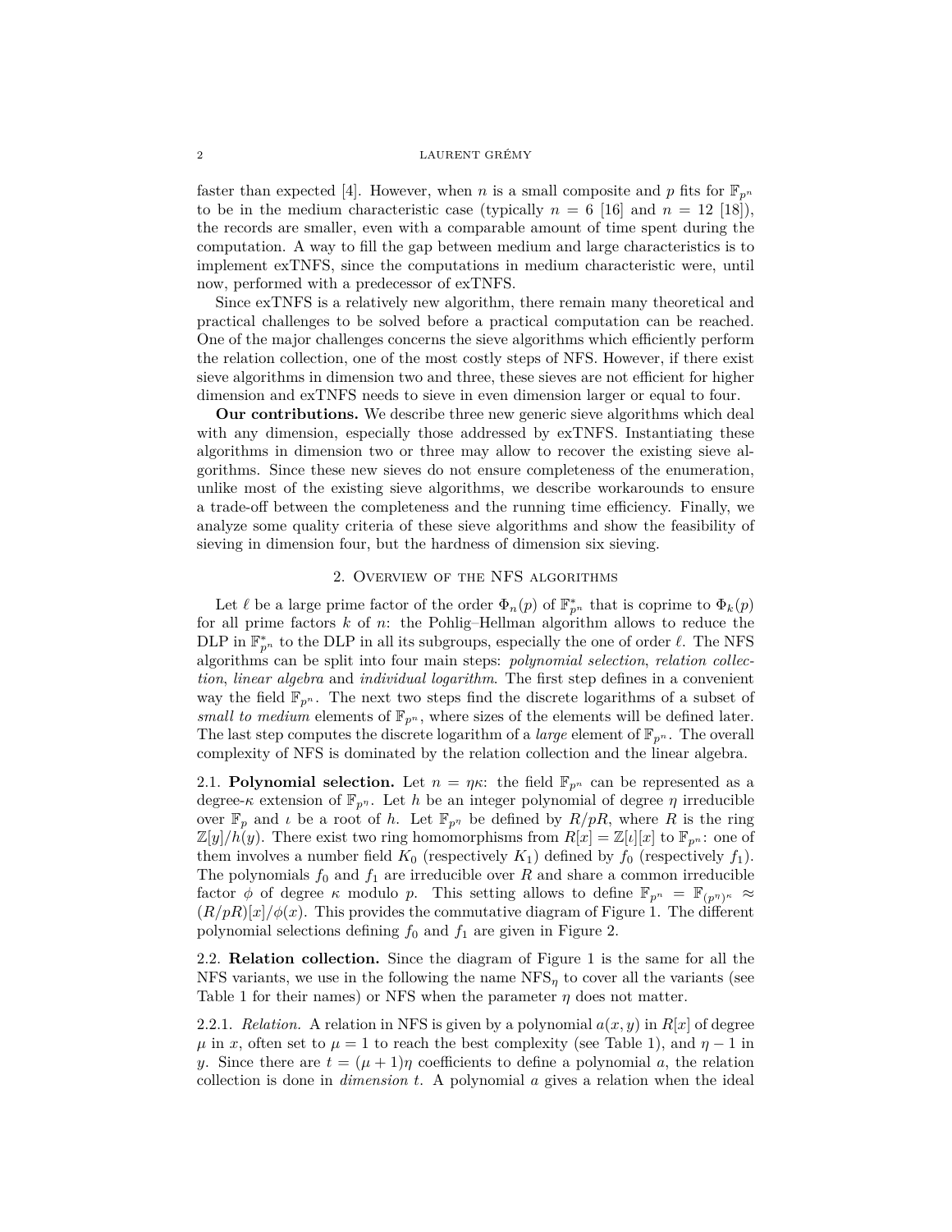faster than expected [4]. However, when $n$ is a small composite and $p$ fits for $\mathbb{F}_{p^n}$ to be in the medium characteristic case (typically $n = 6$ [16] and $n = 12$ [18]), the records are smaller, even with a comparable amount of time spent during the computation. A way to fill the gap between medium and large characteristics is to implement exTNFS, since the computations in medium characteristic were, until now, performed with a predecessor of exTNFS.

Since exTNFS is a relatively new algorithm, there remain many theoretical and practical challenges to be solved before a practical computation can be reached. One of the major challenges concerns the sieve algorithms which efficiently perform the relation collection, one of the most costly steps of NFS. However, if there exist sieve algorithms in dimension two and three, these sieves are not efficient for higher dimension and exTNFS needs to sieve in even dimension larger or equal to four.

**Our contributions.** We describe three new generic sieve algorithms which deal with any dimension, especially those addressed by exTNFS. Instantiating these algorithms in dimension two or three may allow to recover the existing sieve algorithms. Since these new sieves do not ensure completeness of the enumeration, unlike most of the existing sieve algorithms, we describe workarounds to ensure a trade-off between the completeness and the running time efficiency. Finally, we analyze some quality criteria of these sieve algorithms and show the feasibility of sieving in dimension four, but the hardness of dimension six sieving.

## 2. Overview of the NFS algorithms

Let $\ell$ be a large prime factor of the order $\Phi_n(p)$ of $\mathbb{F}_{p^n}^*$ that is coprime to $\Phi_k(p)$ for all prime factors $k$ of $n$: the Pohlig–Hellman algorithm allows to reduce the DLP in $\mathbb{F}_{p^n}^*$ to the DLP in all its subgroups, especially the one of order $\ell$. The NFS algorithms can be split into four main steps: *polynomial selection*, *relation collection*, *linear algebra* and *individual logarithm*. The first step defines in a convenient way the field $\mathbb{F}_{p^n}$. The next two steps find the discrete logarithms of a subset of *small to medium* elements of $\mathbb{F}_{p^n}$, where sizes of the elements will be defined later. The last step computes the discrete logarithm of a *large* element of $\mathbb{F}_{p^n}$. The overall complexity of NFS is dominated by the relation collection and the linear algebra.

2.1. **Polynomial selection.** Let $n = \eta\kappa$: the field $\mathbb{F}_{p^n}$ can be represented as a degree-$\kappa$ extension of $\mathbb{F}_{p^\eta}$. Let $h$ be an integer polynomial of degree $\eta$ irreducible over $\mathbb{F}_p$ and $\iota$ be a root of $h$. Let $\mathbb{F}_{p^\eta}$ be defined by $R/pR$, where $R$ is the ring $\mathbb{Z}[y]/h(y)$. There exist two ring homomorphisms from $R[x] = \mathbb{Z}[\iota][x]$ to $\mathbb{F}_{p^n}$: one of them involves a number field $K_0$ (respectively $K_1$) defined by $f_0$ (respectively $f_1$). The polynomials $f_0$ and $f_1$ are irreducible over $R$ and share a common irreducible factor $\phi$ of degree $\kappa$ modulo $p$. This setting allows to define $\mathbb{F}_{p^n} = \mathbb{F}_{(p^\eta)^\kappa} \approx (R/pR)[x]/\phi(x)$. This provides the commutative diagram of Figure 1. The different polynomial selections defining $f_0$ and $f_1$ are given in Figure 2.

2.2. **Relation collection.** Since the diagram of Figure 1 is the same for all the NFS variants, we use in the following the name $\text{NFS}_\eta$ to cover all the variants (see Table 1 for their names) or NFS when the parameter $\eta$ does not matter.

2.2.1. *Relation.* A relation in NFS is given by a polynomial $a(x, y)$ in $R[x]$ of degree $\mu$ in $x$, often set to $\mu = 1$ to reach the best complexity (see Table 1), and $\eta - 1$ in $y$. Since there are $t = (\mu + 1)\eta$ coefficients to define a polynomial $a$, the relation collection is done in *dimension* $t$. A polynomial $a$ gives a relation when the ideal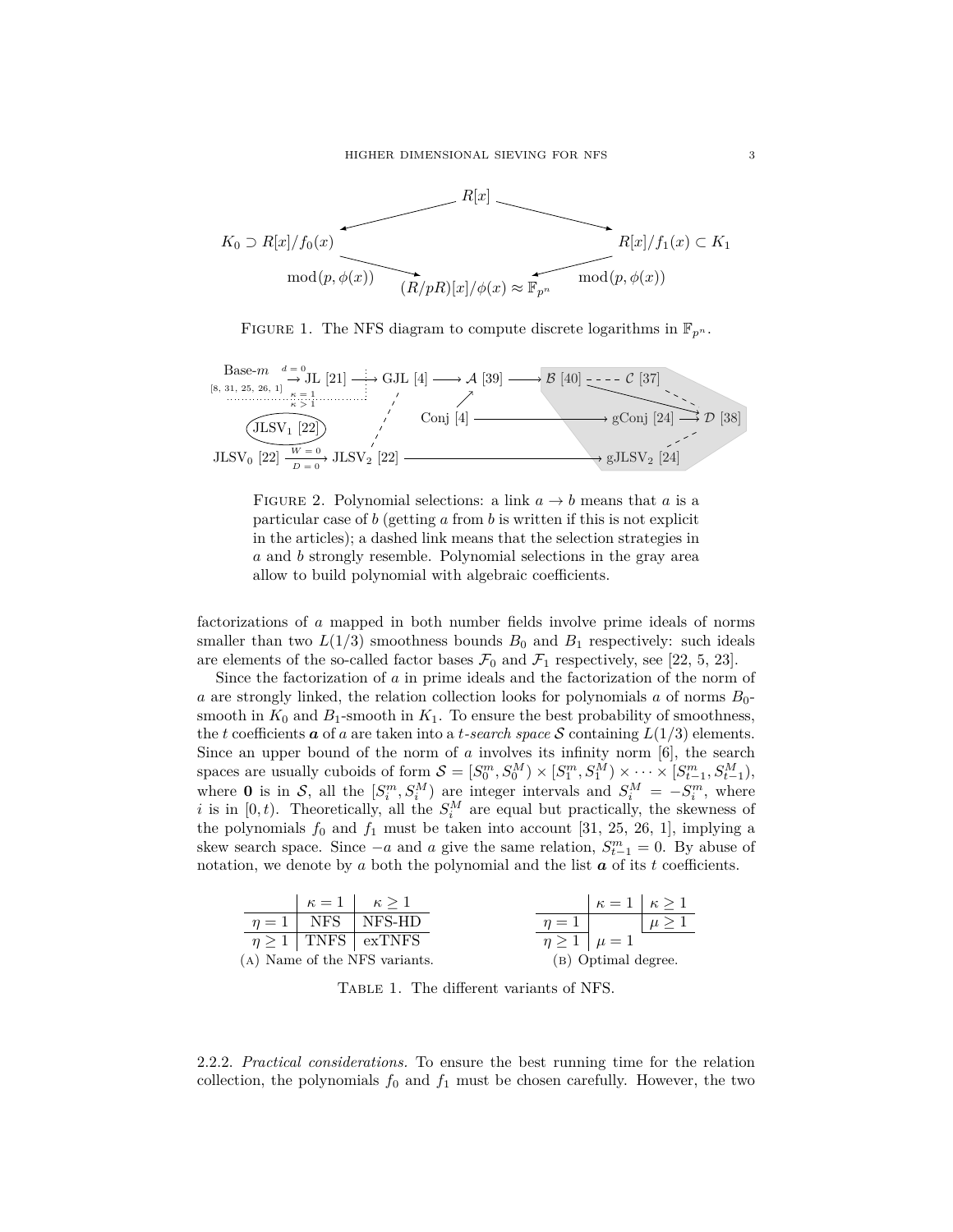FIGURE 1. The NFS diagram to compute discrete logarithms in $\mathbb{F}_{p^n}$.

FIGURE 2. Polynomial selections: a link $a \to b$ means that $a$ is a particular case of $b$ (getting $a$ from $b$ is written if this is not explicit in the articles); a dashed link means that the selection strategies in $a$ and $b$ strongly resemble. Polynomial selections in the gray area allow to build polynomial with algebraic coefficients.

factorizations of $a$ mapped in both number fields involve prime ideals of norms smaller than two $L(1/3)$ smoothness bounds $B_0$ and $B_1$ respectively: such ideals are elements of the so-called factor bases $\mathcal{F}_0$ and $\mathcal{F}_1$ respectively, see [22, 5, 23].

Since the factorization of $a$ in prime ideals and the factorization of the norm of $a$ are strongly linked, the relation collection looks for polynomials $a$ of norms $B_0$-smooth in $K_0$ and $B_1$-smooth in $K_1$. To ensure the best probability of smoothness, the $t$ coefficients $\boldsymbol{a}$ of $a$ are taken into a *$t$-search space* $\mathcal{S}$ containing $L(1/3)$ elements. Since an upper bound of the norm of $a$ involves its infinity norm [6], the search spaces are usually cuboids of form $\mathcal{S} = [S_0^m, S_0^M) \times [S_1^m, S_1^M) \times \cdots \times [S_{t-1}^m, S_{t-1}^M)$, where $\mathbf{0}$ is in $\mathcal{S}$, all the $[S_i^m, S_i^M)$ are integer intervals and $S_i^M = -S_i^m$, where $i$ is in $[0, t)$. Theoretically, all the $S_i^M$ are equal but practically, the skewness of the polynomials $f_0$ and $f_1$ must be taken into account [31, 25, 26, 1], implying a skew search space. Since $-a$ and $a$ give the same relation, $S_{t-1}^m = 0$. By abuse of notation, we denote by $a$ both the polynomial and the list $\boldsymbol{a}$ of its $t$ coefficients.

|  | $\kappa = 1$ | $\kappa \geq 1$ |
|---|---|---|
| $\eta = 1$ | NFS | NFS-HD |
| $\eta \geq 1$ | TNFS | exTNFS |

(A) Name of the NFS variants.

|  | $\kappa = 1$ | $\kappa \geq 1$ |
|---|---|---|
| $\eta = 1$ |  | $\mu \geq 1$ |
| $\eta \geq 1$ | $\mu = 1$ |  |

(B) Optimal degree.

TABLE 1. The different variants of NFS.

2.2.2. *Practical considerations.* To ensure the best running time for the relation collection, the polynomials $f_0$ and $f_1$ must be chosen carefully. However, the two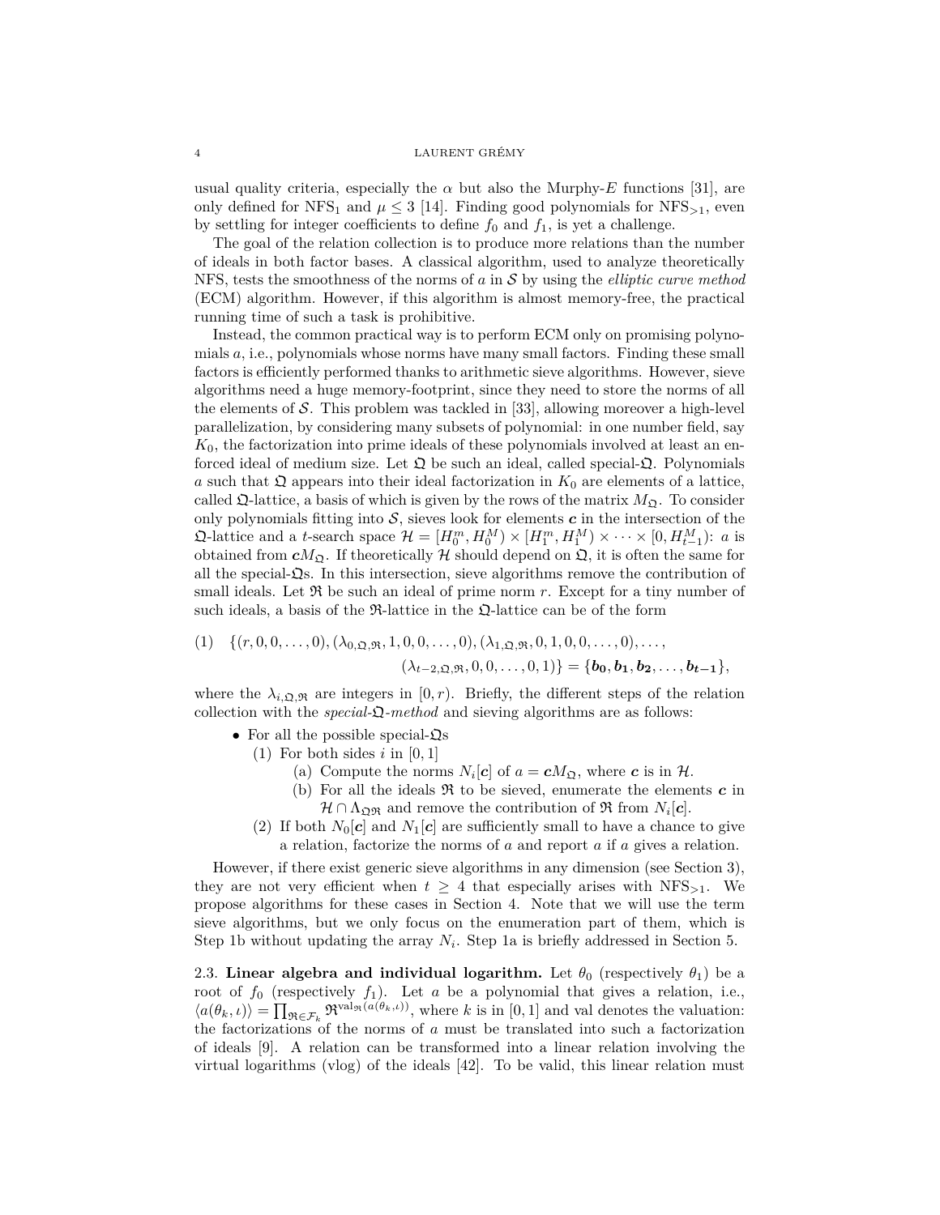usual quality criteria, especially the $\alpha$ but also the Murphy-$E$ functions [31], are only defined for $\text{NFS}_1$ and $\mu \leq 3$ [14]. Finding good polynomials for $\text{NFS}_{>1}$, even by settling for integer coefficients to define $f_0$ and $f_1$, is yet a challenge.

The goal of the relation collection is to produce more relations than the number of ideals in both factor bases. A classical algorithm, used to analyze theoretically NFS, tests the smoothness of the norms of $a$ in $\mathcal{S}$ by using the *elliptic curve method* (ECM) algorithm. However, if this algorithm is almost memory-free, the practical running time of such a task is prohibitive.

Instead, the common practical way is to perform ECM only on promising polynomials $a$, i.e., polynomials whose norms have many small factors. Finding these small factors is efficiently performed thanks to arithmetic sieve algorithms. However, sieve algorithms need a huge memory-footprint, since they need to store the norms of all the elements of $\mathcal{S}$. This problem was tackled in [33], allowing moreover a high-level parallelization, by considering many subsets of polynomial: in one number field, say $K_0$, the factorization into prime ideals of these polynomials involved at least an enforced ideal of medium size. Let $\mathfrak{Q}$ be such an ideal, called special-$\mathfrak{Q}$. Polynomials $a$ such that $\mathfrak{Q}$ appears into their ideal factorization in $K_0$ are elements of a lattice, called $\mathfrak{Q}$-lattice, a basis of which is given by the rows of the matrix $M_{\mathfrak{Q}}$. To consider only polynomials fitting into $\mathcal{S}$, sieves look for elements $\boldsymbol{c}$ in the intersection of the $\mathfrak{Q}$-lattice and a $t$-search space $\mathcal{H} = [H_0^m, H_0^M) \times [H_1^m, H_1^M) \times \cdots \times [0, H_{t-1}^M)$: $a$ is obtained from $\boldsymbol{c}M_{\mathfrak{Q}}$. If theoretically $\mathcal{H}$ should depend on $\mathfrak{Q}$, it is often the same for all the special-$\mathfrak{Q}$s. In this intersection, sieve algorithms remove the contribution of small ideals. Let $\mathfrak{R}$ be such an ideal of prime norm $r$. Except for a tiny number of such ideals, a basis of the $\mathfrak{R}$-lattice in the $\mathfrak{Q}$-lattice can be of the form

$$
\begin{aligned}
(1) \quad \{(r, 0, 0, \ldots, 0), (\lambda_{0,\mathfrak{Q},\mathfrak{R}}, 1, 0, 0, \ldots, 0), (\lambda_{1,\mathfrak{Q},\mathfrak{R}}, 0, 1, 0, 0, \ldots, 0), \ldots,& \\
(\lambda_{t-2,\mathfrak{Q},\mathfrak{R}}, 0, 0, \ldots, 0, 1)\} = \{\boldsymbol{b_0}, \boldsymbol{b_1}, \boldsymbol{b_2}, \ldots, \boldsymbol{b_{t-1}}\},&
\end{aligned}
$$

where the $\lambda_{i,\mathfrak{Q},\mathfrak{R}}$ are integers in $[0, r)$. Briefly, the different steps of the relation collection with the *special-$\mathfrak{Q}$-method* and sieving algorithms are as follows:

- For all the possible special-$\mathfrak{Q}$s
  1. For both sides $i$ in $[0, 1]$
     - (a) Compute the norms $N_i[\boldsymbol{c}]$ of $a = \boldsymbol{c}M_{\mathfrak{Q}}$, where $\boldsymbol{c}$ is in $\mathcal{H}$.
     - (b) For all the ideals $\mathfrak{R}$ to be sieved, enumerate the elements $\boldsymbol{c}$ in $\mathcal{H} \cap \Lambda_{\mathfrak{Q}\mathfrak{R}}$ and remove the contribution of $\mathfrak{R}$ from $N_i[\boldsymbol{c}]$.
  2. If both $N_0[\boldsymbol{c}]$ and $N_1[\boldsymbol{c}]$ are sufficiently small to have a chance to give a relation, factorize the norms of $a$ and report $a$ if $a$ gives a relation.

However, if there exist generic sieve algorithms in any dimension (see Section 3), they are not very efficient when $t \geq 4$ that especially arises with $\text{NFS}_{>1}$. We propose algorithms for these cases in Section 4. Note that we will use the term sieve algorithms, but we only focus on the enumeration part of them, which is Step 1b without updating the array $N_i$. Step 1a is briefly addressed in Section 5.

**2.3. Linear algebra and individual logarithm.** Let $\theta_0$ (respectively $\theta_1$) be a root of $f_0$ (respectively $f_1$). Let $a$ be a polynomial that gives a relation, i.e., $\langle a(\theta_k, \iota)\rangle = \prod_{\mathfrak{R} \in \mathcal{F}_k} \mathfrak{R}^{\text{val}_{\mathfrak{R}}(a(\theta_k,\iota))}$, where $k$ is in $[0, 1]$ and val denotes the valuation: the factorizations of the norms of $a$ must be translated into such a factorization of ideals [9]. A relation can be transformed into a linear relation involving the virtual logarithms (vlog) of the ideals [42]. To be valid, this linear relation must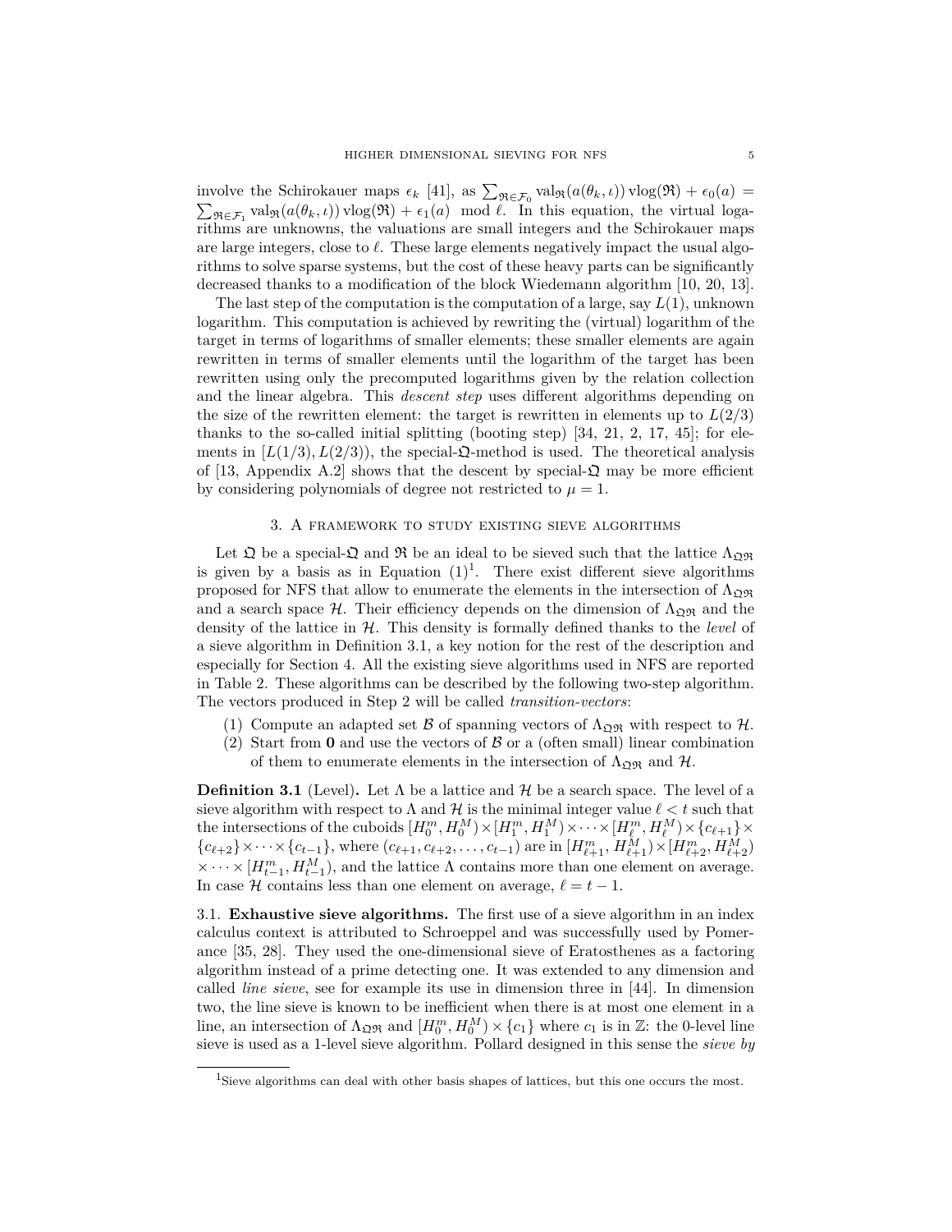involve the Schirokauer maps $\epsilon_k$ [41], as $\sum_{\mathfrak{R} \in \mathcal{F}_0} \mathrm{val}_{\mathfrak{R}}(a(\theta_k, \iota)) \,\mathrm{vlog}(\mathfrak{R}) + \epsilon_0(a) = \sum_{\mathfrak{R} \in \mathcal{F}_1} \mathrm{val}_{\mathfrak{R}}(a(\theta_k, \iota)) \,\mathrm{vlog}(\mathfrak{R}) + \epsilon_1(a) \mod \ell$. In this equation, the virtual logarithms are unknowns, the valuations are small integers and the Schirokauer maps are large integers, close to $\ell$. These large elements negatively impact the usual algorithms to solve sparse systems, but the cost of these heavy parts can be significantly decreased thanks to a modification of the block Wiedemann algorithm [10, 20, 13].

The last step of the computation is the computation of a large, say $L(1)$, unknown logarithm. This computation is achieved by rewriting the (virtual) logarithm of the target in terms of logarithms of smaller elements; these smaller elements are again rewritten in terms of smaller elements until the logarithm of the target has been rewritten using only the precomputed logarithms given by the relation collection and the linear algebra. This *descent step* uses different algorithms depending on the size of the rewritten element: the target is rewritten in elements up to $L(2/3)$ thanks to the so-called initial splitting (booting step) [34, 21, 2, 17, 45]; for elements in $[L(1/3), L(2/3))$, the special-$\mathfrak{Q}$-method is used. The theoretical analysis of [13, Appendix A.2] shows that the descent by special-$\mathfrak{Q}$ may be more efficient by considering polynomials of degree not restricted to $\mu = 1$.

## 3. A framework to study existing sieve algorithms

Let $\mathfrak{Q}$ be a special-$\mathfrak{Q}$ and $\mathfrak{R}$ be an ideal to be sieved such that the lattice $\Lambda_{\mathfrak{Q}\mathfrak{R}}$ is given by a basis as in Equation (1)[1]. There exist different sieve algorithms proposed for NFS that allow to enumerate the elements in the intersection of $\Lambda_{\mathfrak{Q}\mathfrak{R}}$ and a search space $\mathcal{H}$. Their efficiency depends on the dimension of $\Lambda_{\mathfrak{Q}\mathfrak{R}}$ and the density of the lattice in $\mathcal{H}$. This density is formally defined thanks to the *level* of a sieve algorithm in Definition 3.1, a key notion for the rest of the description and especially for Section 4. All the existing sieve algorithms used in NFS are reported in Table 2. These algorithms can be described by the following two-step algorithm. The vectors produced in Step 2 will be called *transition-vectors*:

1. Compute an adapted set $\mathcal{B}$ of spanning vectors of $\Lambda_{\mathfrak{Q}\mathfrak{R}}$ with respect to $\mathcal{H}$.
2. Start from $\mathbf{0}$ and use the vectors of $\mathcal{B}$ or a (often small) linear combination of them to enumerate elements in the intersection of $\Lambda_{\mathfrak{Q}\mathfrak{R}}$ and $\mathcal{H}$.

**Definition 3.1** (Level)**.** Let $\Lambda$ be a lattice and $\mathcal{H}$ be a search space. The level of a sieve algorithm with respect to $\Lambda$ and $\mathcal{H}$ is the minimal integer value $\ell < t$ such that the intersections of the cuboids $[H_0^m, H_0^M) \times [H_1^m, H_1^M) \times \cdots \times [H_\ell^m, H_\ell^M) \times \{c_{\ell+1}\} \times \{c_{\ell+2}\} \times \cdots \times \{c_{t-1}\}$, where $(c_{\ell+1}, c_{\ell+2}, \ldots, c_{t-1})$ are in $[H_{\ell+1}^m, H_{\ell+1}^M) \times [H_{\ell+2}^m, H_{\ell+2}^M) \times \cdots \times [H_{t-1}^m, H_{t-1}^M)$, and the lattice $\Lambda$ contains more than one element on average. In case $\mathcal{H}$ contains less than one element on average, $\ell = t - 1$.

### 3.1. Exhaustive sieve algorithms.

The first use of a sieve algorithm in an index calculus context is attributed to Schroeppel and was successfully used by Pomerance [35, 28]. They used the one-dimensional sieve of Eratosthenes as a factoring algorithm instead of a prime detecting one. It was extended to any dimension and called *line sieve*, see for example its use in dimension three in [44]. In dimension two, the line sieve is known to be inefficient when there is at most one element in a line, an intersection of $\Lambda_{\mathfrak{Q}\mathfrak{R}}$ and $[H_0^m, H_0^M) \times \{c_1\}$ where $c_1$ is in $\mathbb{Z}$: the 0-level line sieve is used as a 1-level sieve algorithm. Pollard designed in this sense the *sieve by*

[1] Sieve algorithms can deal with other basis shapes of lattices, but this one occurs the most.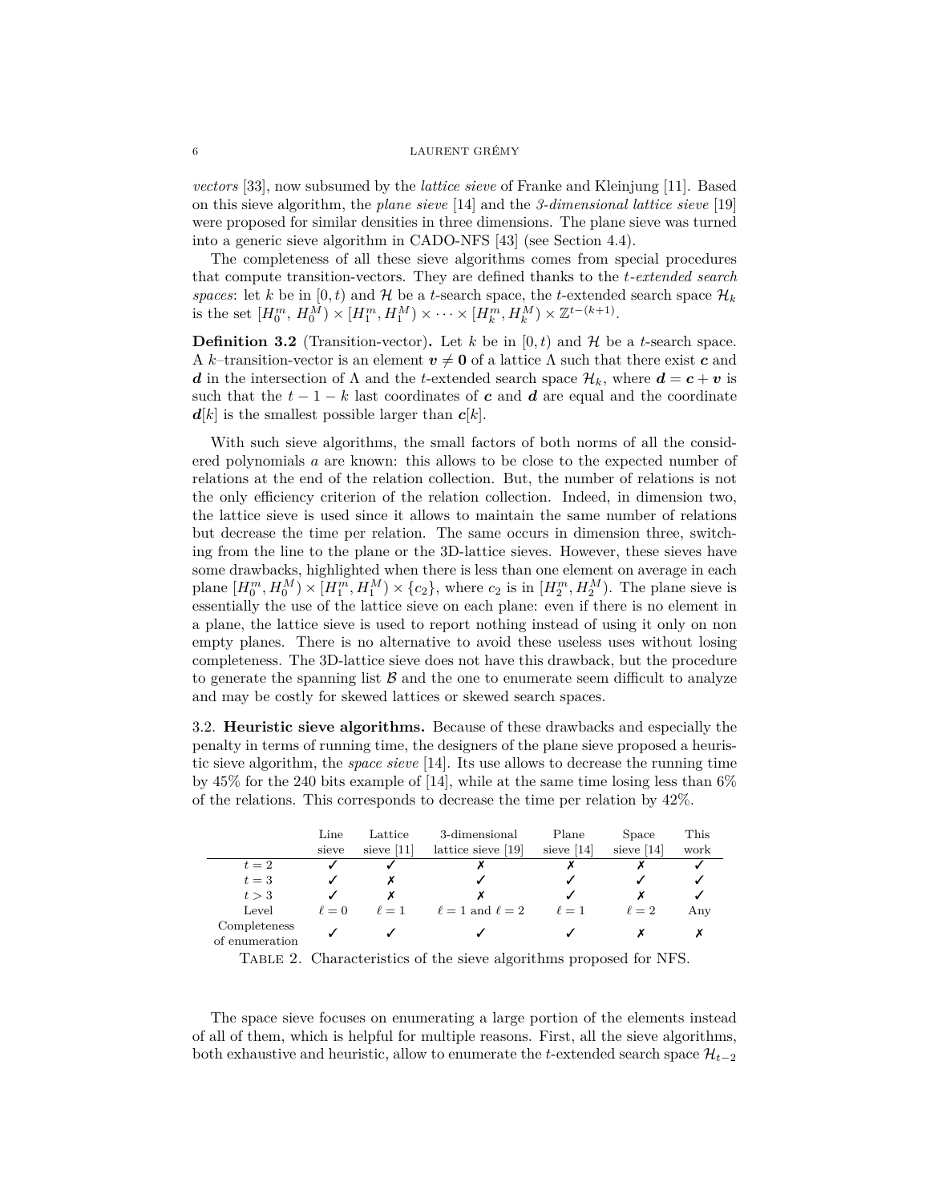*vectors* [33], now subsumed by the *lattice sieve* of Franke and Kleinjung [11]. Based on this sieve algorithm, the *plane sieve* [14] and the *3-dimensional lattice sieve* [19] were proposed for similar densities in three dimensions. The plane sieve was turned into a generic sieve algorithm in CADO-NFS [43] (see Section 4.4).

The completeness of all these sieve algorithms comes from special procedures that compute transition-vectors. They are defined thanks to the *t-extended search spaces*: let $k$ be in $[0, t)$ and $\mathcal{H}$ be a $t$-search space, the $t$-extended search space $\mathcal{H}_k$ is the set $[H_0^m, H_0^M) \times [H_1^m, H_1^M) \times \cdots \times [H_k^m, H_k^M) \times \mathbb{Z}^{t-(k+1)}$.

**Definition 3.2** (Transition-vector)**.** Let $k$ be in $[0, t)$ and $\mathcal{H}$ be a $t$-search space. A $k$–transition-vector is an element $\boldsymbol{v} \neq \boldsymbol{0}$ of a lattice $\Lambda$ such that there exist $\boldsymbol{c}$ and $\boldsymbol{d}$ in the intersection of $\Lambda$ and the $t$-extended search space $\mathcal{H}_k$, where $\boldsymbol{d} = \boldsymbol{c} + \boldsymbol{v}$ is such that the $t - 1 - k$ last coordinates of $\boldsymbol{c}$ and $\boldsymbol{d}$ are equal and the coordinate $\boldsymbol{d}[k]$ is the smallest possible larger than $\boldsymbol{c}[k]$.

With such sieve algorithms, the small factors of both norms of all the considered polynomials $a$ are known: this allows to be close to the expected number of relations at the end of the relation collection. But, the number of relations is not the only efficiency criterion of the relation collection. Indeed, in dimension two, the lattice sieve is used since it allows to maintain the same number of relations but decrease the time per relation. The same occurs in dimension three, switching from the line to the plane or the 3D-lattice sieves. However, these sieves have some drawbacks, highlighted when there is less than one element on average in each plane $[H_0^m, H_0^M) \times [H_1^m, H_1^M) \times \{c_2\}$, where $c_2$ is in $[H_2^m, H_2^M)$. The plane sieve is essentially the use of the lattice sieve on each plane: even if there is no element in a plane, the lattice sieve is used to report nothing instead of using it only on non empty planes. There is no alternative to avoid these useless uses without losing completeness. The 3D-lattice sieve does not have this drawback, but the procedure to generate the spanning list $\mathcal{B}$ and the one to enumerate seem difficult to analyze and may be costly for skewed lattices or skewed search spaces.

### 3.2. Heuristic sieve algorithms.

Because of these drawbacks and especially the penalty in terms of running time, the designers of the plane sieve proposed a heuristic sieve algorithm, the *space sieve* [14]. Its use allows to decrease the running time by 45% for the 240 bits example of [14], while at the same time losing less than 6% of the relations. This corresponds to decrease the time per relation by 42%.

| | Line sieve | Lattice sieve [11] | 3-dimensional lattice sieve [19] | Plane sieve [14] | Space sieve [14] | This work |
|---|---|---|---|---|---|---|
| $t = 2$ | ✓ | ✓ | ✗ | ✗ | ✗ | ✓ |
| $t = 3$ | ✓ | ✗ | ✓ | ✓ | ✓ | ✓ |
| $t > 3$ | ✓ | ✗ | ✗ | ✓ | ✗ | ✓ |
| Level | $\ell = 0$ | $\ell = 1$ | $\ell = 1$ and $\ell = 2$ | $\ell = 1$ | $\ell = 2$ | Any |
| Completeness of enumeration | ✓ | ✓ | ✓ | ✓ | ✗ | ✗ |

Table 2. Characteristics of the sieve algorithms proposed for NFS.

The space sieve focuses on enumerating a large portion of the elements instead of all of them, which is helpful for multiple reasons. First, all the sieve algorithms, both exhaustive and heuristic, allow to enumerate the $t$-extended search space $\mathcal{H}_{t-2}$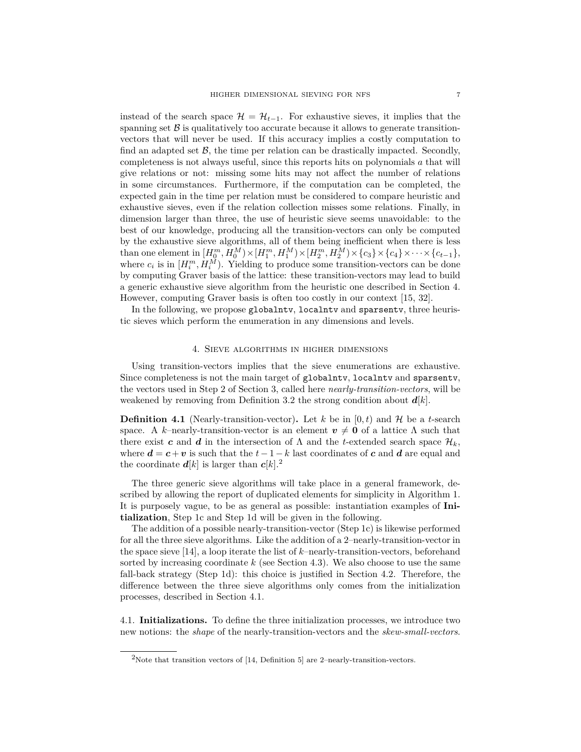instead of the search space $\mathcal{H} = \mathcal{H}_{t-1}$. For exhaustive sieves, it implies that the spanning set $\mathcal{B}$ is qualitatively too accurate because it allows to generate transition-vectors that will never be used. If this accuracy implies a costly computation to find an adapted set $\mathcal{B}$, the time per relation can be drastically impacted. Secondly, completeness is not always useful, since this reports hits on polynomials $a$ that will give relations or not: missing some hits may not affect the number of relations in some circumstances. Furthermore, if the computation can be completed, the expected gain in the time per relation must be considered to compare heuristic and exhaustive sieves, even if the relation collection misses some relations. Finally, in dimension larger than three, the use of heuristic sieve seems unavoidable: to the best of our knowledge, producing all the transition-vectors can only be computed by the exhaustive sieve algorithms, all of them being inefficient when there is less than one element in $[H_0^m, H_0^M) \times [H_1^m, H_1^M) \times [H_2^m, H_2^M) \times \{c_3\} \times \{c_4\} \times \cdots \times \{c_{t-1}\}$, where $c_i$ is in $[H_i^m, H_i^M)$. Yielding to produce some transition-vectors can be done by computing Graver basis of the lattice: these transition-vectors may lead to build a generic exhaustive sieve algorithm from the heuristic one described in Section 4. However, computing Graver basis is often too costly in our context [15, 32].

In the following, we propose `globalntv`, `localntv` and `sparsentv`, three heuristic sieves which perform the enumeration in any dimensions and levels.

## 4. Sieve algorithms in higher dimensions

Using transition-vectors implies that the sieve enumerations are exhaustive. Since completeness is not the main target of `globalntv`, `localntv` and `sparsentv`, the vectors used in Step 2 of Section 3, called here *nearly-transition-vectors*, will be weakened by removing from Definition 3.2 the strong condition about $\boldsymbol{d}[k]$.

**Definition 4.1** (Nearly-transition-vector)**.** Let $k$ be in $[0, t)$ and $\mathcal{H}$ be a $t$-search space. A $k$–nearly-transition-vector is an element $\boldsymbol{v} \neq \boldsymbol{0}$ of a lattice $\Lambda$ such that there exist $\boldsymbol{c}$ and $\boldsymbol{d}$ in the intersection of $\Lambda$ and the $t$-extended search space $\mathcal{H}_k$, where $\boldsymbol{d} = \boldsymbol{c} + \boldsymbol{v}$ is such that the $t-1-k$ last coordinates of $\boldsymbol{c}$ and $\boldsymbol{d}$ are equal and the coordinate $\boldsymbol{d}[k]$ is larger than $\boldsymbol{c}[k]$.[2]

The three generic sieve algorithms will take place in a general framework, described by allowing the report of duplicated elements for simplicity in Algorithm 1. It is purposely vague, to be as general as possible: instantiation examples of **Initialization**, Step 1c and Step 1d will be given in the following.

The addition of a possible nearly-transition-vector (Step 1c) is likewise performed for all the three sieve algorithms. Like the addition of a 2–nearly-transition-vector in the space sieve [14], a loop iterate the list of $k$–nearly-transition-vectors, beforehand sorted by increasing coordinate $k$ (see Section 4.3). We also choose to use the same fall-back strategy (Step 1d): this choice is justified in Section 4.2. Therefore, the difference between the three sieve algorithms only comes from the initialization processes, described in Section 4.1.

### 4.1. Initializations.

To define the three initialization processes, we introduce two new notions: the *shape* of the nearly-transition-vectors and the *skew-small-vectors*.

---

[2] Note that transition vectors of [14, Definition 5] are 2–nearly-transition-vectors.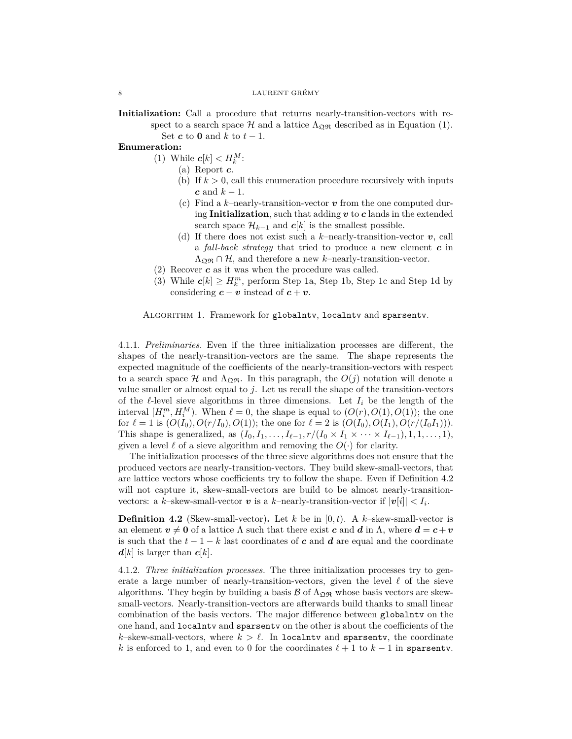**Initialization:** Call a procedure that returns nearly-transition-vectors with respect to a search space $\mathcal{H}$ and a lattice $\Lambda_{\mathfrak{Q}\mathfrak{R}}$ described as in Equation (1).
Set $\boldsymbol{c}$ to $\boldsymbol{0}$ and $k$ to $t-1$.

**Enumeration:**

1. While $\boldsymbol{c}[k] < H_k^M$:
   1. (a) Report $\boldsymbol{c}$.
   2. (b) If $k > 0$, call this enumeration procedure recursively with inputs $\boldsymbol{c}$ and $k-1$.
   3. (c) Find a $k$–nearly-transition-vector $\boldsymbol{v}$ from the one computed during **Initialization**, such that adding $\boldsymbol{v}$ to $\boldsymbol{c}$ lands in the extended search space $\mathcal{H}_{k-1}$ and $\boldsymbol{c}[k]$ is the smallest possible.
   4. (d) If there does not exist such a $k$–nearly-transition-vector $\boldsymbol{v}$, call a *fall-back strategy* that tried to produce a new element $\boldsymbol{c}$ in $\Lambda_{\mathfrak{Q}\mathfrak{R}} \cap \mathcal{H}$, and therefore a new $k$–nearly-transition-vector.
2. Recover $\boldsymbol{c}$ as it was when the procedure was called.
3. While $\boldsymbol{c}[k] \geq H_k^m$, perform Step 1a, Step 1b, Step 1c and Step 1d by considering $\boldsymbol{c} - \boldsymbol{v}$ instead of $\boldsymbol{c} + \boldsymbol{v}$.

Algorithm 1. Framework for `globalntv`, `localntv` and `sparsentv`.

4.1.1. *Preliminaries.* Even if the three initialization processes are different, the shapes of the nearly-transition-vectors are the same. The shape represents the expected magnitude of the coefficients of the nearly-transition-vectors with respect to a search space $\mathcal{H}$ and $\Lambda_{\mathfrak{Q}\mathfrak{R}}$. In this paragraph, the $O(j)$ notation will denote a value smaller or almost equal to $j$. Let us recall the shape of the transition-vectors of the $\ell$-level sieve algorithms in three dimensions. Let $I_i$ be the length of the interval $[H_i^m, H_i^M)$. When $\ell = 0$, the shape is equal to $(O(r), O(1), O(1))$; the one for $\ell = 1$ is $(O(I_0), O(r/I_0), O(1))$; the one for $\ell = 2$ is $(O(I_0), O(I_1), O(r/(I_0 I_1)))$. This shape is generalized, as $(I_0, I_1, \dots, I_{\ell-1}, r/(I_0 \times I_1 \times \dots \times I_{\ell-1}), 1, 1, \dots, 1)$, given a level $\ell$ of a sieve algorithm and removing the $O(\cdot)$ for clarity.

The initialization processes of the three sieve algorithms does not ensure that the produced vectors are nearly-transition-vectors. They build skew-small-vectors, that are lattice vectors whose coefficients try to follow the shape. Even if Definition 4.2 will not capture it, skew-small-vectors are build to be almost nearly-transition-vectors: a $k$–skew-small-vector $\boldsymbol{v}$ is a $k$–nearly-transition-vector if $|\boldsymbol{v}[i]| < I_i$.

**Definition 4.2** (Skew-small-vector)**.** Let $k$ be in $[0, t)$. A $k$–skew-small-vector is an element $\boldsymbol{v} \neq \boldsymbol{0}$ of a lattice $\Lambda$ such that there exist $\boldsymbol{c}$ and $\boldsymbol{d}$ in $\Lambda$, where $\boldsymbol{d} = \boldsymbol{c} + \boldsymbol{v}$ is such that the $t - 1 - k$ last coordinates of $\boldsymbol{c}$ and $\boldsymbol{d}$ are equal and the coordinate $\boldsymbol{d}[k]$ is larger than $\boldsymbol{c}[k]$.

4.1.2. *Three initialization processes.* The three initialization processes try to generate a large number of nearly-transition-vectors, given the level $\ell$ of the sieve algorithms. They begin by building a basis $\mathcal{B}$ of $\Lambda_{\mathfrak{Q}\mathfrak{R}}$ whose basis vectors are skew-small-vectors. Nearly-transition-vectors are afterwards build thanks to small linear combination of the basis vectors. The major difference between `globalntv` on the one hand, and `localntv` and `sparsentv` on the other is about the coefficients of the $k$–skew-small-vectors, where $k > \ell$. In `localntv` and `sparsentv`, the coordinate $k$ is enforced to 1, and even to 0 for the coordinates $\ell + 1$ to $k - 1$ in `sparsentv`.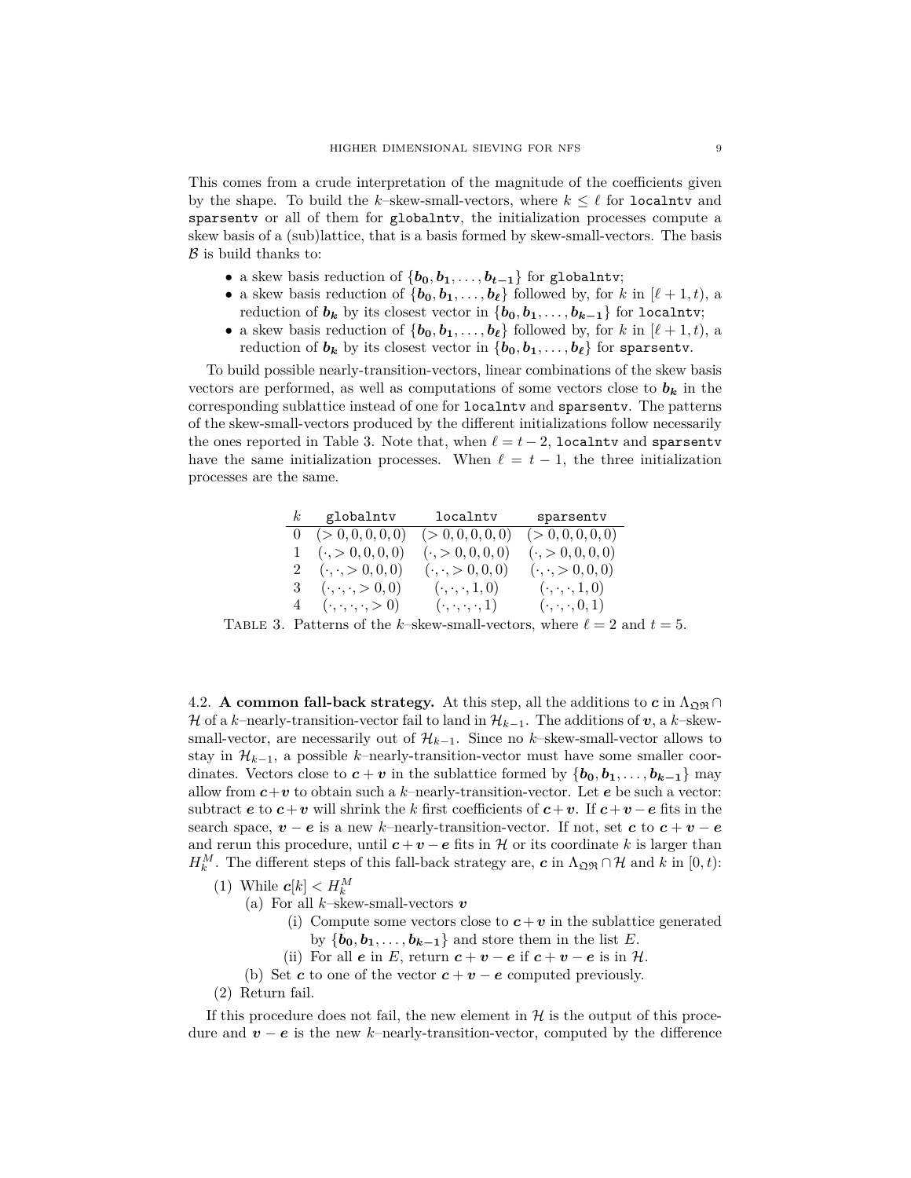This comes from a crude interpretation of the magnitude of the coefficients given by the shape. To build the $k$–skew-small-vectors, where $k \leq \ell$ for `localntv` and `sparsentv` or all of them for `globalntv`, the initialization processes compute a skew basis of a (sub)lattice, that is a basis formed by skew-small-vectors. The basis $\mathcal{B}$ is build thanks to:

- a skew basis reduction of $\{\boldsymbol{b_0}, \boldsymbol{b_1}, \dots, \boldsymbol{b_{t-1}}\}$ for `globalntv`;
- a skew basis reduction of $\{\boldsymbol{b_0}, \boldsymbol{b_1}, \dots, \boldsymbol{b_\ell}\}$ followed by, for $k$ in $[\ell+1, t)$, a reduction of $\boldsymbol{b_k}$ by its closest vector in $\{\boldsymbol{b_0}, \boldsymbol{b_1}, \dots, \boldsymbol{b_{k-1}}\}$ for `localntv`;
- a skew basis reduction of $\{\boldsymbol{b_0}, \boldsymbol{b_1}, \dots, \boldsymbol{b_\ell}\}$ followed by, for $k$ in $[\ell+1, t)$, a reduction of $\boldsymbol{b_k}$ by its closest vector in $\{\boldsymbol{b_0}, \boldsymbol{b_1}, \dots, \boldsymbol{b_\ell}\}$ for `sparsentv`.

To build possible nearly-transition-vectors, linear combinations of the skew basis vectors are performed, as well as computations of some vectors close to $\boldsymbol{b_k}$ in the corresponding sublattice instead of one for `localntv` and `sparsentv`. The patterns of the skew-small-vectors produced by the different initializations follow necessarily the ones reported in Table 3. Note that, when $\ell = t-2$, `localntv` and `sparsentv` have the same initialization processes. When $\ell = t-1$, the three initialization processes are the same.

| $k$ | `globalntv` | `localntv` | `sparsentv` |
|---|---|---|---|
| 0 | $(>0,0,0,0,0)$ | $(>0,0,0,0,0)$ | $(>0,0,0,0,0)$ |
| 1 | $(\cdot,>0,0,0,0)$ | $(\cdot,>0,0,0,0)$ | $(\cdot,>0,0,0,0)$ |
| 2 | $(\cdot,\cdot,>0,0,0)$ | $(\cdot,\cdot,>0,0,0)$ | $(\cdot,\cdot,>0,0,0)$ |
| 3 | $(\cdot,\cdot,\cdot,>0,0)$ | $(\cdot,\cdot,\cdot,1,0)$ | $(\cdot,\cdot,\cdot,1,0)$ |
| 4 | $(\cdot,\cdot,\cdot,\cdot,>0)$ | $(\cdot,\cdot,\cdot,\cdot,1)$ | $(\cdot,\cdot,\cdot,0,1)$ |

Table 3. Patterns of the $k$–skew-small-vectors, where $\ell = 2$ and $t = 5$.

### 4.2. A common fall-back strategy.

At this step, all the additions to $\boldsymbol{c}$ in $\Lambda_{\mathfrak{Q}\mathfrak{R}} \cap \mathcal{H}$ of a $k$–nearly-transition-vector fail to land in $\mathcal{H}_{k-1}$. The additions of $\boldsymbol{v}$, a $k$–skew-small-vector, are necessarily out of $\mathcal{H}_{k-1}$. Since no $k$–skew-small-vector allows to stay in $\mathcal{H}_{k-1}$, a possible $k$–nearly-transition-vector must have some smaller coordinates. Vectors close to $\boldsymbol{c}+\boldsymbol{v}$ in the sublattice formed by $\{\boldsymbol{b_0}, \boldsymbol{b_1}, \dots, \boldsymbol{b_{k-1}}\}$ may allow from $\boldsymbol{c}+\boldsymbol{v}$ to obtain such a $k$–nearly-transition-vector. Let $\boldsymbol{e}$ be such a vector: subtract $\boldsymbol{e}$ to $\boldsymbol{c}+\boldsymbol{v}$ will shrink the $k$ first coefficients of $\boldsymbol{c}+\boldsymbol{v}$. If $\boldsymbol{c}+\boldsymbol{v}-\boldsymbol{e}$ fits in the search space, $\boldsymbol{v}-\boldsymbol{e}$ is a new $k$–nearly-transition-vector. If not, set $\boldsymbol{c}$ to $\boldsymbol{c}+\boldsymbol{v}-\boldsymbol{e}$ and rerun this procedure, until $\boldsymbol{c}+\boldsymbol{v}-\boldsymbol{e}$ fits in $\mathcal{H}$ or its coordinate $k$ is larger than $H_k^M$. The different steps of this fall-back strategy are, $\boldsymbol{c}$ in $\Lambda_{\mathfrak{Q}\mathfrak{R}} \cap \mathcal{H}$ and $k$ in $[0, t)$:

1. While $\boldsymbol{c}[k] < H_k^M$
   (a) For all $k$–skew-small-vectors $\boldsymbol{v}$
      (i) Compute some vectors close to $\boldsymbol{c}+\boldsymbol{v}$ in the sublattice generated by $\{\boldsymbol{b_0}, \boldsymbol{b_1}, \dots, \boldsymbol{b_{k-1}}\}$ and store them in the list $E$.
      (ii) For all $\boldsymbol{e}$ in $E$, return $\boldsymbol{c}+\boldsymbol{v}-\boldsymbol{e}$ if $\boldsymbol{c}+\boldsymbol{v}-\boldsymbol{e}$ is in $\mathcal{H}$.
   (b) Set $\boldsymbol{c}$ to one of the vector $\boldsymbol{c}+\boldsymbol{v}-\boldsymbol{e}$ computed previously.
2. Return fail.

If this procedure does not fail, the new element in $\mathcal{H}$ is the output of this procedure and $\boldsymbol{v}-\boldsymbol{e}$ is the new $k$–nearly-transition-vector, computed by the difference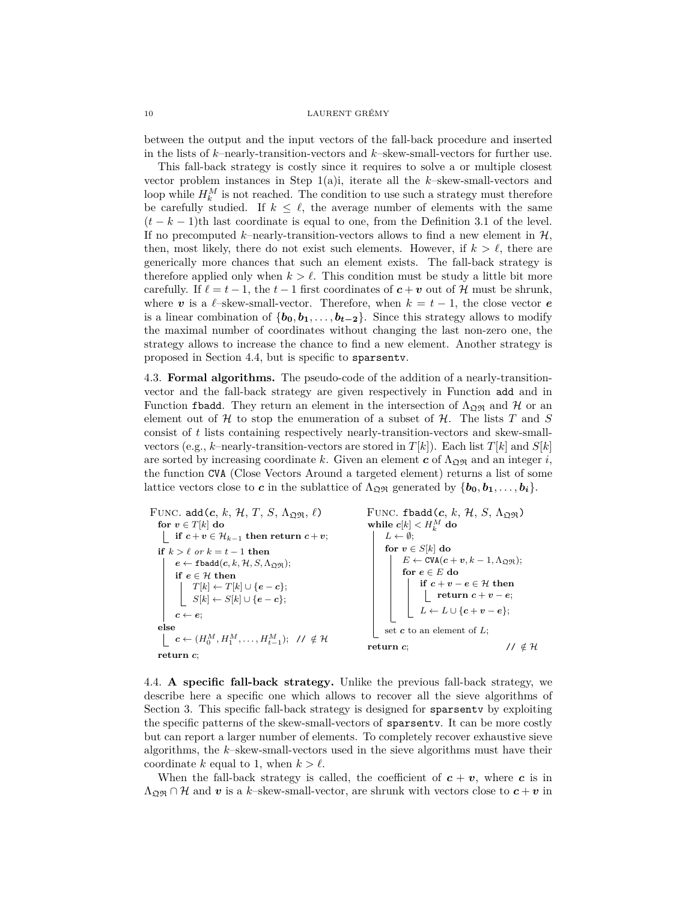between the output and the input vectors of the fall-back procedure and inserted in the lists of $k$–nearly-transition-vectors and $k$–skew-small-vectors for further use.

This fall-back strategy is costly since it requires to solve a or multiple closest vector problem instances in Step 1(a)i, iterate all the $k$–skew-small-vectors and loop while $H_k^M$ is not reached. The condition to use such a strategy must therefore be carefully studied. If $k \leq \ell$, the average number of elements with the same $(t-k-1)$th last coordinate is equal to one, from the Definition 3.1 of the level. If no precomputed $k$–nearly-transition-vectors allows to find a new element in $\mathcal{H}$, then, most likely, there do not exist such elements. However, if $k > \ell$, there are generically more chances that such an element exists. The fall-back strategy is therefore applied only when $k > \ell$. This condition must be study a little bit more carefully. If $\ell = t-1$, the $t-1$ first coordinates of $\boldsymbol{c}+\boldsymbol{v}$ out of $\mathcal{H}$ must be shrunk, where $\boldsymbol{v}$ is a $\ell$–skew-small-vector. Therefore, when $k = t-1$, the close vector $\boldsymbol{e}$ is a linear combination of $\{\boldsymbol{b_0}, \boldsymbol{b_1}, \ldots, \boldsymbol{b_{t-2}}\}$. Since this strategy allows to modify the maximal number of coordinates without changing the last non-zero one, the strategy allows to increase the chance to find a new element. Another strategy is proposed in Section 4.4, but is specific to sparsentv.

4.3. **Formal algorithms.** The pseudo-code of the addition of a nearly-transition-vector and the fall-back strategy are given respectively in Function add and in Function fbadd. They return an element in the intersection of $\Lambda_{\mathfrak{Q}\mathfrak{R}}$ and $\mathcal{H}$ or an element out of $\mathcal{H}$ to stop the enumeration of a subset of $\mathcal{H}$. The lists $T$ and $S$ consist of $t$ lists containing respectively nearly-transition-vectors and skew-small-vectors (e.g., $k$–nearly-transition-vectors are stored in $T[k]$). Each list $T[k]$ and $S[k]$ are sorted by increasing coordinate $k$. Given an element $\boldsymbol{c}$ of $\Lambda_{\mathfrak{Q}\mathfrak{R}}$ and an integer $i$, the function CVA (Close Vectors Around a targeted element) returns a list of some lattice vectors close to $\boldsymbol{c}$ in the sublattice of $\Lambda_{\mathfrak{Q}\mathfrak{R}}$ generated by $\{\boldsymbol{b_0}, \boldsymbol{b_1}, \ldots, \boldsymbol{b_i}\}$.

```
FUNC. add(c, k, H, T, S, Λ_QR, ℓ)
  for v ∈ T[k] do
    if c + v ∈ H_{k-1} then return c + v;
  if k > ℓ or k = t − 1 then
    e ← fbadd(c, k, H, S, Λ_QR);
    if e ∈ H then
      T[k] ← T[k] ∪ {e − c};
      S[k] ← S[k] ∪ {e − c};
    c ← e;
  else
    c ← (H_0^M, H_1^M, ..., H_{t-1}^M);  // ∉ H
  return c;
```

```
FUNC. fbadd(c, k, H, S, Λ_QR)
  while c[k] < H_k^M do
    L ← ∅;
    for v ∈ S[k] do
      E ← CVA(c + v, k − 1, Λ_QR);
      for e ∈ E do
        if c + v − e ∈ H then
          return c + v − e;
        L ← L ∪ {c + v − e};
    set c to an element of L;
  return c;                       // ∉ H
```

4.4. **A specific fall-back strategy.** Unlike the previous fall-back strategy, we describe here a specific one which allows to recover all the sieve algorithms of Section 3. This specific fall-back strategy is designed for sparsentv by exploiting the specific patterns of the skew-small-vectors of sparsentv. It can be more costly but can report a larger number of elements. To completely recover exhaustive sieve algorithms, the $k$–skew-small-vectors used in the sieve algorithms must have their coordinate $k$ equal to 1, when $k > \ell$.

When the fall-back strategy is called, the coefficient of $\boldsymbol{c}+\boldsymbol{v}$, where $\boldsymbol{c}$ is in $\Lambda_{\mathfrak{Q}\mathfrak{R}} \cap \mathcal{H}$ and $\boldsymbol{v}$ is a $k$–skew-small-vector, are shrunk with vectors close to $\boldsymbol{c}+\boldsymbol{v}$ in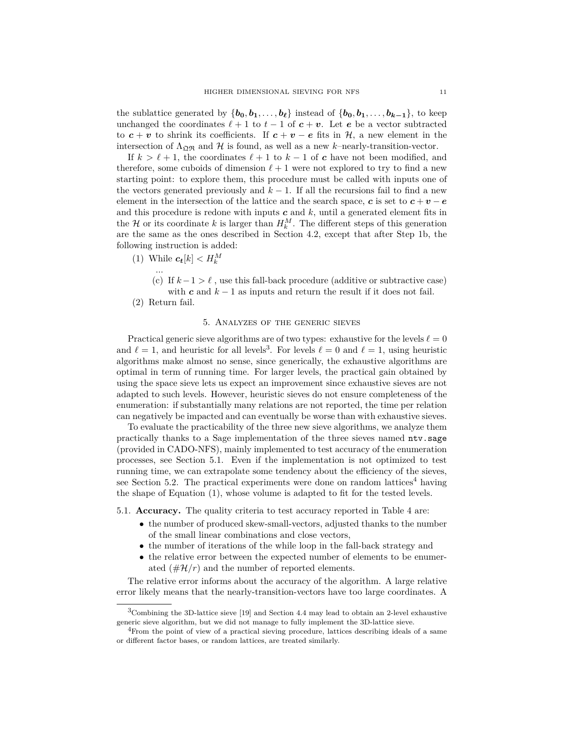the sublattice generated by $\{\boldsymbol{b_0}, \boldsymbol{b_1}, \dots, \boldsymbol{b_\ell}\}$ instead of $\{\boldsymbol{b_0}, \boldsymbol{b_1}, \dots, \boldsymbol{b_{k-1}}\}$, to keep unchanged the coordinates $\ell + 1$ to $t - 1$ of $\boldsymbol{c} + \boldsymbol{v}$. Let $\boldsymbol{e}$ be a vector subtracted to $\boldsymbol{c} + \boldsymbol{v}$ to shrink its coefficients. If $\boldsymbol{c} + \boldsymbol{v} - \boldsymbol{e}$ fits in $\mathcal{H}$, a new element in the intersection of $\Lambda_{\mathfrak{Q}\mathfrak{R}}$ and $\mathcal{H}$ is found, as well as a new $k$–nearly-transition-vector.

If $k > \ell + 1$, the coordinates $\ell + 1$ to $k - 1$ of $\boldsymbol{c}$ have not been modified, and therefore, some cuboids of dimension $\ell + 1$ were not explored to try to find a new starting point: to explore them, this procedure must be called with inputs one of the vectors generated previously and $k - 1$. If all the recursions fail to find a new element in the intersection of the lattice and the search space, $\boldsymbol{c}$ is set to $\boldsymbol{c} + \boldsymbol{v} - \boldsymbol{e}$ and this procedure is redone with inputs $\boldsymbol{c}$ and $k$, until a generated element fits in the $\mathcal{H}$ or its coordinate $k$ is larger than $H_k^M$. The different steps of this generation are the same as the ones described in Section 4.2, except that after Step 1b, the following instruction is added:

(1) While $\boldsymbol{c_t}[k] < H_k^M$

...

(c) If $k - 1 > \ell$ , use this fall-back procedure (additive or subtractive case) with $\boldsymbol{c}$ and $k - 1$ as inputs and return the result if it does not fail.

(2) Return fail.

## 5. Analyzes of the generic sieves

Practical generic sieve algorithms are of two types: exhaustive for the levels $\ell = 0$ and $\ell = 1$, and heuristic for all levels[3]. For levels $\ell = 0$ and $\ell = 1$, using heuristic algorithms make almost no sense, since generically, the exhaustive algorithms are optimal in term of running time. For larger levels, the practical gain obtained by using the space sieve lets us expect an improvement since exhaustive sieves are not adapted to such levels. However, heuristic sieves do not ensure completeness of the enumeration: if substantially many relations are not reported, the time per relation can negatively be impacted and can eventually be worse than with exhaustive sieves.

To evaluate the practicability of the three new sieve algorithms, we analyze them practically thanks to a Sage implementation of the three sieves named `ntv.sage` (provided in CADO-NFS), mainly implemented to test accuracy of the enumeration processes, see Section 5.1. Even if the implementation is not optimized to test running time, we can extrapolate some tendency about the efficiency of the sieves, see Section 5.2. The practical experiments were done on random lattices[4] having the shape of Equation (1), whose volume is adapted to fit for the tested levels.

### 5.1. **Accuracy.**

The quality criteria to test accuracy reported in Table 4 are:

- the number of produced skew-small-vectors, adjusted thanks to the number of the small linear combinations and close vectors,
- the number of iterations of the while loop in the fall-back strategy and
- the relative error between the expected number of elements to be enumerated ($\#\mathcal{H}/r$) and the number of reported elements.

The relative error informs about the accuracy of the algorithm. A large relative error likely means that the nearly-transition-vectors have too large coordinates. A

---

[3] Combining the 3D-lattice sieve [19] and Section 4.4 may lead to obtain an 2-level exhaustive generic sieve algorithm, but we did not manage to fully implement the 3D-lattice sieve.

[4] From the point of view of a practical sieving procedure, lattices describing ideals of a same or different factor bases, or random lattices, are treated similarly.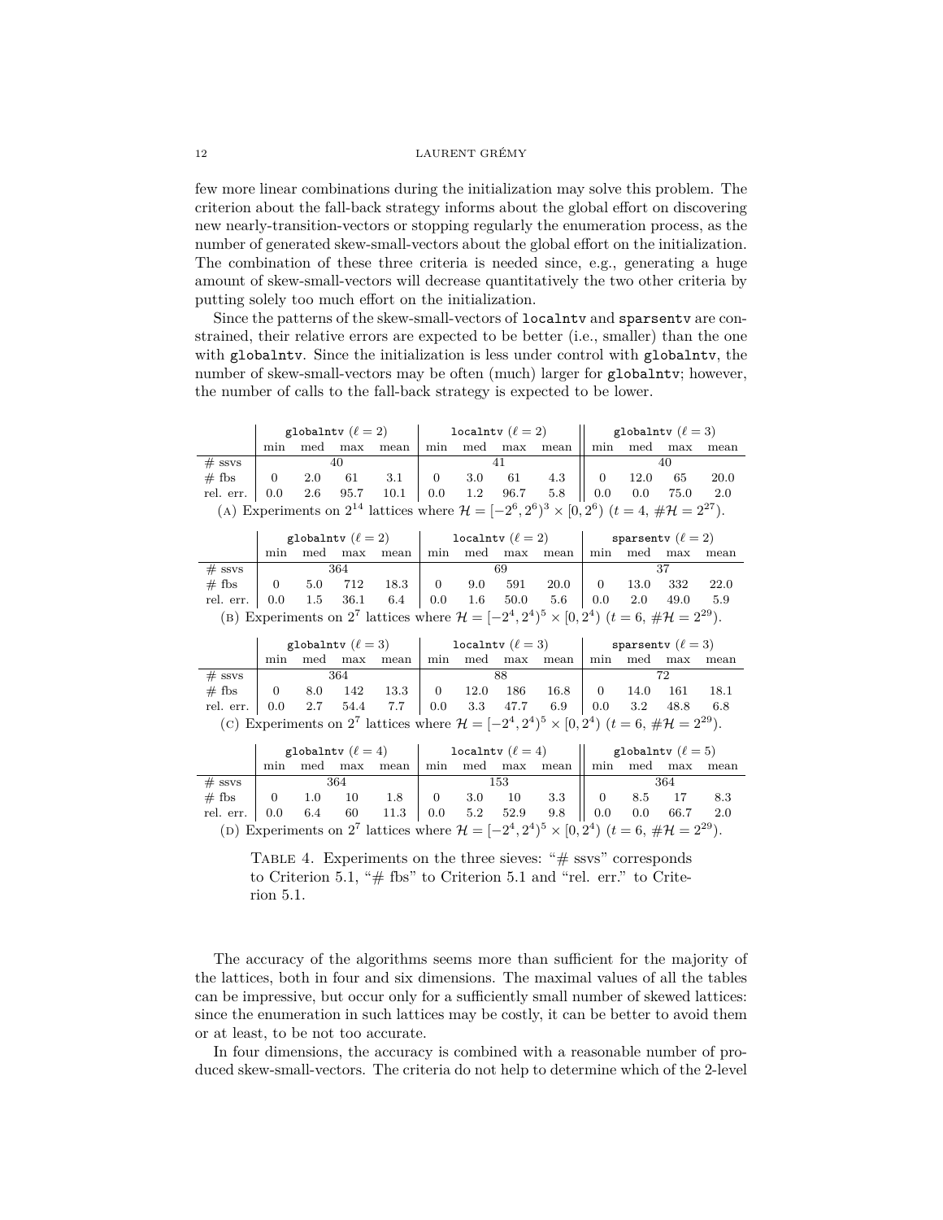few more linear combinations during the initialization may solve this problem. The criterion about the fall-back strategy informs about the global effort on discovering new nearly-transition-vectors or stopping regularly the enumeration process, as the number of generated skew-small-vectors about the global effort on the initialization. The combination of these three criteria is needed since, e.g., generating a huge amount of skew-small-vectors will decrease quantitatively the two other criteria by putting solely too much effort on the initialization.

Since the patterns of the skew-small-vectors of `localntv` and `sparsentv` are constrained, their relative errors are expected to be better (i.e., smaller) than the one with `globalntv`. Since the initialization is less under control with `globalntv`, the number of skew-small-vectors may be often (much) larger for `globalntv`; however, the number of calls to the fall-back strategy is expected to be lower.

| | `globalntv` ($\ell = 2$) | | | | `localntv` ($\ell = 2$) | | | | `globalntv` ($\ell = 3$) | | | |
|---|---|---|---|---|---|---|---|---|---|---|---|---|
| | min | med | max | mean | min | med | max | mean | min | med | max | mean |
| # ssvs | 40 | | | | 41 | | | | 40 | | | |
| # fbs | 0 | 2.0 | 61 | 3.1 | 0 | 3.0 | 61 | 4.3 | 0 | 12.0 | 65 | 20.0 |
| rel. err. | 0.0 | 2.6 | 95.7 | 10.1 | 0.0 | 1.2 | 96.7 | 5.8 | 0.0 | 0.0 | 75.0 | 2.0 |

(A) Experiments on $2^{14}$ lattices where $\mathcal{H} = [-2^6, 2^6)^3 \times [0, 2^6)$ ($t = 4$, $\#\mathcal{H} = 2^{27}$).

| | `globalntv` ($\ell = 2$) | | | | `localntv` ($\ell = 2$) | | | | `sparsentv` ($\ell = 2$) | | | |
|---|---|---|---|---|---|---|---|---|---|---|---|---|
| | min | med | max | mean | min | med | max | mean | min | med | max | mean |
| # ssvs | 364 | | | | 69 | | | | 37 | | | |
| # fbs | 0 | 5.0 | 712 | 18.3 | 0 | 9.0 | 591 | 20.0 | 0 | 13.0 | 332 | 22.0 |
| rel. err. | 0.0 | 1.5 | 36.1 | 6.4 | 0.0 | 1.6 | 50.0 | 5.6 | 0.0 | 2.0 | 49.0 | 5.9 |

(B) Experiments on $2^7$ lattices where $\mathcal{H} = [-2^4, 2^4)^5 \times [0, 2^4)$ ($t = 6$, $\#\mathcal{H} = 2^{29}$).

| | `globalntv` ($\ell = 3$) | | | | `localntv` ($\ell = 3$) | | | | `sparsentv` ($\ell = 3$) | | | |
|---|---|---|---|---|---|---|---|---|---|---|---|---|
| | min | med | max | mean | min | med | max | mean | min | med | max | mean |
| # ssvs | 364 | | | | 88 | | | | 72 | | | |
| # fbs | 0 | 8.0 | 142 | 13.3 | 0 | 12.0 | 186 | 16.8 | 0 | 14.0 | 161 | 18.1 |
| rel. err. | 0.0 | 2.7 | 54.4 | 7.7 | 0.0 | 3.3 | 47.7 | 6.9 | 0.0 | 3.2 | 48.8 | 6.8 |

(C) Experiments on $2^7$ lattices where $\mathcal{H} = [-2^4, 2^4)^5 \times [0, 2^4)$ ($t = 6$, $\#\mathcal{H} = 2^{29}$).

| | `globalntv` ($\ell = 4$) | | | | `localntv` ($\ell = 4$) | | | | `globalntv` ($\ell = 5$) | | | |
|---|---|---|---|---|---|---|---|---|---|---|---|---|
| | min | med | max | mean | min | med | max | mean | min | med | max | mean |
| # ssvs | 364 | | | | 153 | | | | 364 | | | |
| # fbs | 0 | 1.0 | 10 | 1.8 | 0 | 3.0 | 10 | 3.3 | 0 | 8.5 | 17 | 8.3 |
| rel. err. | 0.0 | 6.4 | 60 | 11.3 | 0.0 | 5.2 | 52.9 | 9.8 | 0.0 | 0.0 | 66.7 | 2.0 |

(D) Experiments on $2^7$ lattices where $\mathcal{H} = [-2^4, 2^4)^5 \times [0, 2^4)$ ($t = 6$, $\#\mathcal{H} = 2^{29}$).

TABLE 4. Experiments on the three sieves: "# ssvs" corresponds to Criterion 5.1, "# fbs" to Criterion 5.1 and "rel. err." to Criterion 5.1.

The accuracy of the algorithms seems more than sufficient for the majority of the lattices, both in four and six dimensions. The maximal values of all the tables can be impressive, but occur only for a sufficiently small number of skewed lattices: since the enumeration in such lattices may be costly, it can be better to avoid them or at least, to be not too accurate.

In four dimensions, the accuracy is combined with a reasonable number of produced skew-small-vectors. The criteria do not help to determine which of the 2-level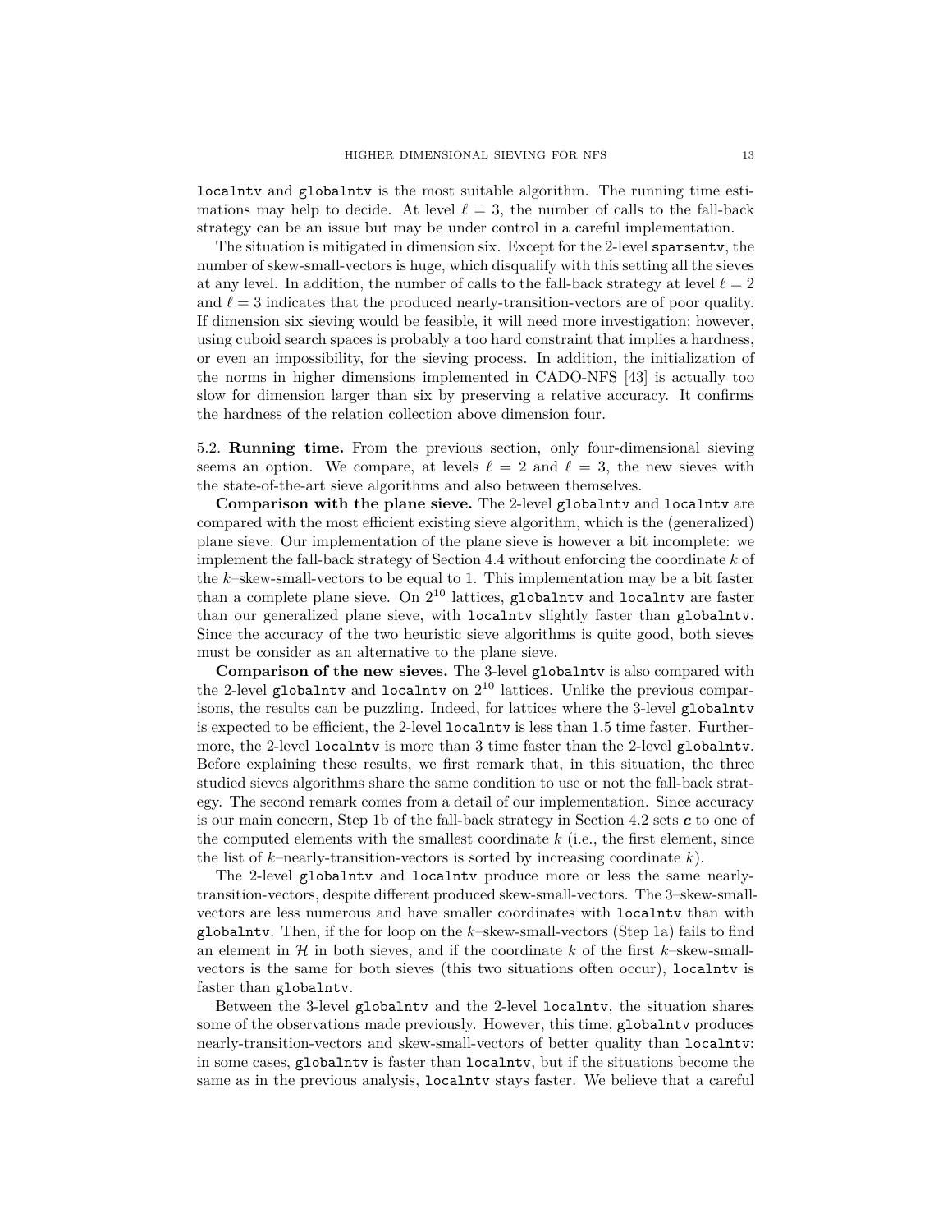`localntv` and `globalntv` is the most suitable algorithm. The running time estimations may help to decide. At level $\ell = 3$, the number of calls to the fall-back strategy can be an issue but may be under control in a careful implementation.

The situation is mitigated in dimension six. Except for the 2-level `sparsentv`, the number of skew-small-vectors is huge, which disqualify with this setting all the sieves at any level. In addition, the number of calls to the fall-back strategy at level $\ell = 2$ and $\ell = 3$ indicates that the produced nearly-transition-vectors are of poor quality. If dimension six sieving would be feasible, it will need more investigation; however, using cuboid search spaces is probably a too hard constraint that implies a hardness, or even an impossibility, for the sieving process. In addition, the initialization of the norms in higher dimensions implemented in CADO-NFS [43] is actually too slow for dimension larger than six by preserving a relative accuracy. It confirms the hardness of the relation collection above dimension four.

5.2. **Running time.** From the previous section, only four-dimensional sieving seems an option. We compare, at levels $\ell = 2$ and $\ell = 3$, the new sieves with the state-of-the-art sieve algorithms and also between themselves.

**Comparison with the plane sieve.** The 2-level `globalntv` and `localntv` are compared with the most efficient existing sieve algorithm, which is the (generalized) plane sieve. Our implementation of the plane sieve is however a bit incomplete: we implement the fall-back strategy of Section 4.4 without enforcing the coordinate $k$ of the $k$–skew-small-vectors to be equal to 1. This implementation may be a bit faster than a complete plane sieve. On $2^{10}$ lattices, `globalntv` and `localntv` are faster than our generalized plane sieve, with `localntv` slightly faster than `globalntv`. Since the accuracy of the two heuristic sieve algorithms is quite good, both sieves must be consider as an alternative to the plane sieve.

**Comparison of the new sieves.** The 3-level `globalntv` is also compared with the 2-level `globalntv` and `localntv` on $2^{10}$ lattices. Unlike the previous comparisons, the results can be puzzling. Indeed, for lattices where the 3-level `globalntv` is expected to be efficient, the 2-level `localntv` is less than 1.5 time faster. Furthermore, the 2-level `localntv` is more than 3 time faster than the 2-level `globalntv`. Before explaining these results, we first remark that, in this situation, the three studied sieves algorithms share the same condition to use or not the fall-back strategy. The second remark comes from a detail of our implementation. Since accuracy is our main concern, Step 1b of the fall-back strategy in Section 4.2 sets $\boldsymbol{c}$ to one of the computed elements with the smallest coordinate $k$ (i.e., the first element, since the list of $k$–nearly-transition-vectors is sorted by increasing coordinate $k$).

The 2-level `globalntv` and `localntv` produce more or less the same nearly-transition-vectors, despite different produced skew-small-vectors. The 3–skew-small-vectors are less numerous and have smaller coordinates with `localntv` than with `globalntv`. Then, if the for loop on the $k$–skew-small-vectors (Step 1a) fails to find an element in $\mathcal{H}$ in both sieves, and if the coordinate $k$ of the first $k$–skew-small-vectors is the same for both sieves (this two situations often occur), `localntv` is faster than `globalntv`.

Between the 3-level `globalntv` and the 2-level `localntv`, the situation shares some of the observations made previously. However, this time, `globalntv` produces nearly-transition-vectors and skew-small-vectors of better quality than `localntv`: in some cases, `globalntv` is faster than `localntv`, but if the situations become the same as in the previous analysis, `localntv` stays faster. We believe that a careful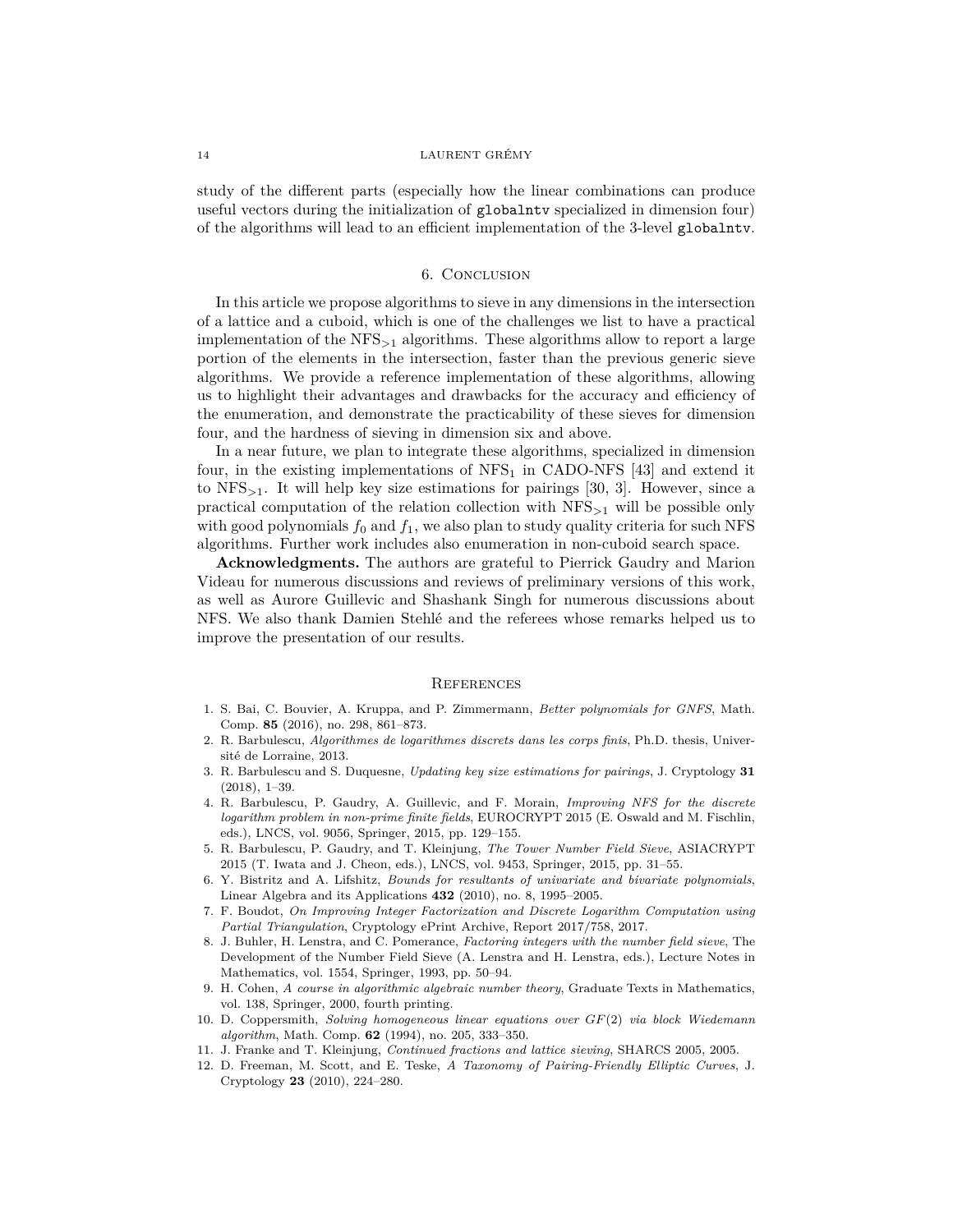study of the different parts (especially how the linear combinations can produce useful vectors during the initialization of `globalntv` specialized in dimension four) of the algorithms will lead to an efficient implementation of the 3-level `globalntv`.

## 6. Conclusion

In this article we propose algorithms to sieve in any dimensions in the intersection of a lattice and a cuboid, which is one of the challenges we list to have a practical implementation of the $\mathrm{NFS}_{>1}$ algorithms. These algorithms allow to report a large portion of the elements in the intersection, faster than the previous generic sieve algorithms. We provide a reference implementation of these algorithms, allowing us to highlight their advantages and drawbacks for the accuracy and efficiency of the enumeration, and demonstrate the practicability of these sieves for dimension four, and the hardness of sieving in dimension six and above.

In a near future, we plan to integrate these algorithms, specialized in dimension four, in the existing implementations of $\mathrm{NFS}_1$ in CADO-NFS [43] and extend it to $\mathrm{NFS}_{>1}$. It will help key size estimations for pairings [30, 3]. However, since a practical computation of the relation collection with $\mathrm{NFS}_{>1}$ will be possible only with good polynomials $f_0$ and $f_1$, we also plan to study quality criteria for such NFS algorithms. Further work includes also enumeration in non-cuboid search space.

**Acknowledgments.** The authors are grateful to Pierrick Gaudry and Marion Videau for numerous discussions and reviews of preliminary versions of this work, as well as Aurore Guillevic and Shashank Singh for numerous discussions about NFS. We also thank Damien Stehlé and the referees whose remarks helped us to improve the presentation of our results.

## References

1. S. Bai, C. Bouvier, A. Kruppa, and P. Zimmermann, *Better polynomials for GNFS*, Math. Comp. **85** (2016), no. 298, 861–873.
2. R. Barbulescu, *Algorithmes de logarithmes discrets dans les corps finis*, Ph.D. thesis, Université de Lorraine, 2013.
3. R. Barbulescu and S. Duquesne, *Updating key size estimations for pairings*, J. Cryptology **31** (2018), 1–39.
4. R. Barbulescu, P. Gaudry, A. Guillevic, and F. Morain, *Improving NFS for the discrete logarithm problem in non-prime finite fields*, EUROCRYPT 2015 (E. Oswald and M. Fischlin, eds.), LNCS, vol. 9056, Springer, 2015, pp. 129–155.
5. R. Barbulescu, P. Gaudry, and T. Kleinjung, *The Tower Number Field Sieve*, ASIACRYPT 2015 (T. Iwata and J. Cheon, eds.), LNCS, vol. 9453, Springer, 2015, pp. 31–55.
6. Y. Bistritz and A. Lifshitz, *Bounds for resultants of univariate and bivariate polynomials*, Linear Algebra and its Applications **432** (2010), no. 8, 1995–2005.
7. F. Boudot, *On Improving Integer Factorization and Discrete Logarithm Computation using Partial Triangulation*, Cryptology ePrint Archive, Report 2017/758, 2017.
8. J. Buhler, H. Lenstra, and C. Pomerance, *Factoring integers with the number field sieve*, The Development of the Number Field Sieve (A. Lenstra and H. Lenstra, eds.), Lecture Notes in Mathematics, vol. 1554, Springer, 1993, pp. 50–94.
9. H. Cohen, *A course in algorithmic algebraic number theory*, Graduate Texts in Mathematics, vol. 138, Springer, 2000, fourth printing.
10. D. Coppersmith, *Solving homogeneous linear equations over $GF(2)$ via block Wiedemann algorithm*, Math. Comp. **62** (1994), no. 205, 333–350.
11. J. Franke and T. Kleinjung, *Continued fractions and lattice sieving*, SHARCS 2005, 2005.
12. D. Freeman, M. Scott, and E. Teske, *A Taxonomy of Pairing-Friendly Elliptic Curves*, J. Cryptology **23** (2010), 224–280.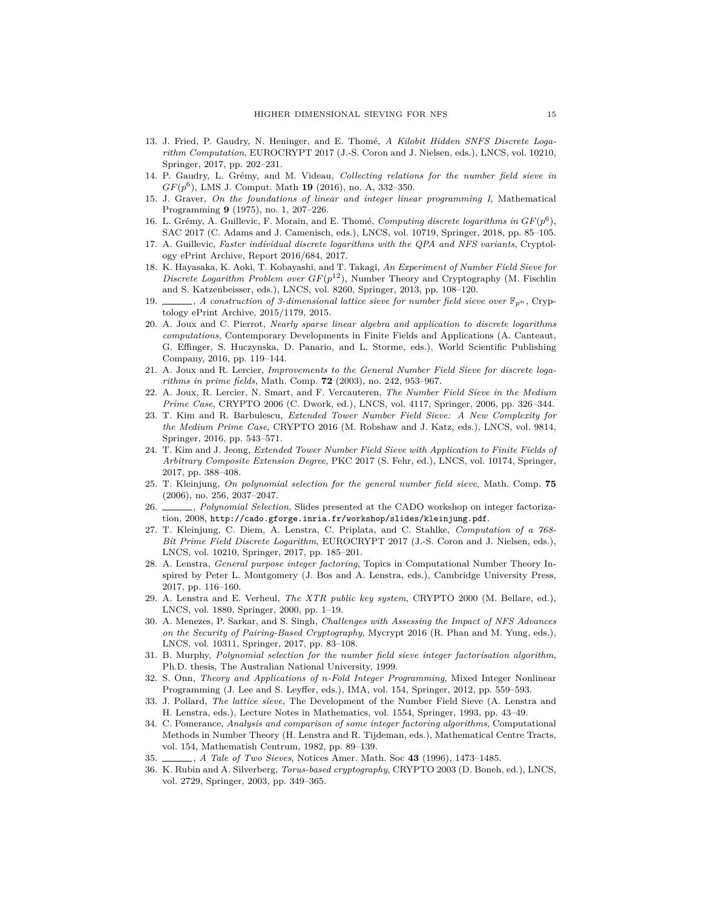13. J. Fried, P. Gaudry, N. Heninger, and E. Thomé, *A Kilobit Hidden SNFS Discrete Logarithm Computation*, EUROCRYPT 2017 (J.-S. Coron and J. Nielsen, eds.), LNCS, vol. 10210, Springer, 2017, pp. 202–231.
14. P. Gaudry, L. Grémy, and M. Videau, *Collecting relations for the number field sieve in $GF(p^6)$*, LMS J. Comput. Math **19** (2016), no. A, 332–350.
15. J. Graver, *On the foundations of linear and integer linear programming I*, Mathematical Programming **9** (1975), no. 1, 207–226.
16. L. Grémy, A. Guillevic, F. Morain, and E. Thomé, *Computing discrete logarithms in $GF(p^6)$*, SAC 2017 (C. Adams and J. Camenisch, eds.), LNCS, vol. 10719, Springer, 2018, pp. 85–105.
17. A. Guillevic, *Faster individual discrete logarithms with the QPA and NFS variants*, Cryptology ePrint Archive, Report 2016/684, 2017.
18. K. Hayasaka, K. Aoki, T. Kobayashi, and T. Takagi, *An Experiment of Number Field Sieve for Discrete Logarithm Problem over $GF(p^{12})$*, Number Theory and Cryptography (M. Fischlin and S. Katzenbeisser, eds.), LNCS, vol. 8260, Springer, 2013, pp. 108–120.
19. ______, *A construction of 3-dimensional lattice sieve for number field sieve over $\mathbb{F}_{p^n}$*, Cryptology ePrint Archive, 2015/1179, 2015.
20. A. Joux and C. Pierrot, *Nearly sparse linear algebra and application to discrete logarithms computations*, Contemporary Developments in Finite Fields and Applications (A. Canteaut, G. Effinger, S. Huczynska, D. Panario, and L. Storme, eds.), World Scientific Publishing Company, 2016, pp. 119–144.
21. A. Joux and R. Lercier, *Improvements to the General Number Field Sieve for discrete logarithms in prime fields*, Math. Comp. **72** (2003), no. 242, 953–967.
22. A. Joux, R. Lercier, N. Smart, and F. Vercauteren, *The Number Field Sieve in the Medium Prime Case*, CRYPTO 2006 (C. Dwork, ed.), LNCS, vol. 4117, Springer, 2006, pp. 326–344.
23. T. Kim and R. Barbulescu, *Extended Tower Number Field Sieve: A New Complexity for the Medium Prime Case*, CRYPTO 2016 (M. Robshaw and J. Katz, eds.), LNCS, vol. 9814, Springer, 2016, pp. 543–571.
24. T. Kim and J. Jeong, *Extended Tower Number Field Sieve with Application to Finite Fields of Arbitrary Composite Extension Degree*, PKC 2017 (S. Fehr, ed.), LNCS, vol. 10174, Springer, 2017, pp. 388–408.
25. T. Kleinjung, *On polynomial selection for the general number field sieve*, Math. Comp. **75** (2006), no. 256, 2037–2047.
26. ______, *Polynomial Selection*, Slides presented at the CADO workshop on integer factorization, 2008, `http://cado.gforge.inria.fr/workshop/slides/kleinjung.pdf`.
27. T. Kleinjung, C. Diem, A. Lenstra, C. Priplata, and C. Stahlke, *Computation of a 768-Bit Prime Field Discrete Logarithm*, EUROCRYPT 2017 (J.-S. Coron and J. Nielsen, eds.), LNCS, vol. 10210, Springer, 2017, pp. 185–201.
28. A. Lenstra, *General purpose integer factoring*, Topics in Computational Number Theory Inspired by Peter L. Montgomery (J. Bos and A. Lenstra, eds.), Cambridge University Press, 2017, pp. 116–160.
29. A. Lenstra and E. Verheul, *The XTR public key system*, CRYPTO 2000 (M. Bellare, ed.), LNCS, vol. 1880, Springer, 2000, pp. 1–19.
30. A. Menezes, P. Sarkar, and S. Singh, *Challenges with Assessing the Impact of NFS Advances on the Security of Pairing-Based Cryptography*, Mycrypt 2016 (R. Phan and M. Yung, eds.), LNCS, vol. 10311, Springer, 2017, pp. 83–108.
31. B. Murphy, *Polynomial selection for the number field sieve integer factorisation algorithm*, Ph.D. thesis, The Australian National University, 1999.
32. S. Onn, *Theory and Applications of n-Fold Integer Programming*, Mixed Integer Nonlinear Programming (J. Lee and S. Leyffer, eds.), IMA, vol. 154, Springer, 2012, pp. 559–593.
33. J. Pollard, *The lattice sieve*, The Development of the Number Field Sieve (A. Lenstra and H. Lenstra, eds.), Lecture Notes in Mathematics, vol. 1554, Springer, 1993, pp. 43–49.
34. C. Pomerance, *Analysis and comparison of some integer factoring algorithms*, Computational Methods in Number Theory (H. Lenstra and R. Tijdeman, eds.), Mathematical Centre Tracts, vol. 154, Mathematish Centrum, 1982, pp. 89–139.
35. ______, *A Tale of Two Sieves*, Notices Amer. Math. Soc **43** (1996), 1473–1485.
36. K. Rubin and A. Silverberg, *Torus-based cryptography*, CRYPTO 2003 (D. Boneh, ed.), LNCS, vol. 2729, Springer, 2003, pp. 349–365.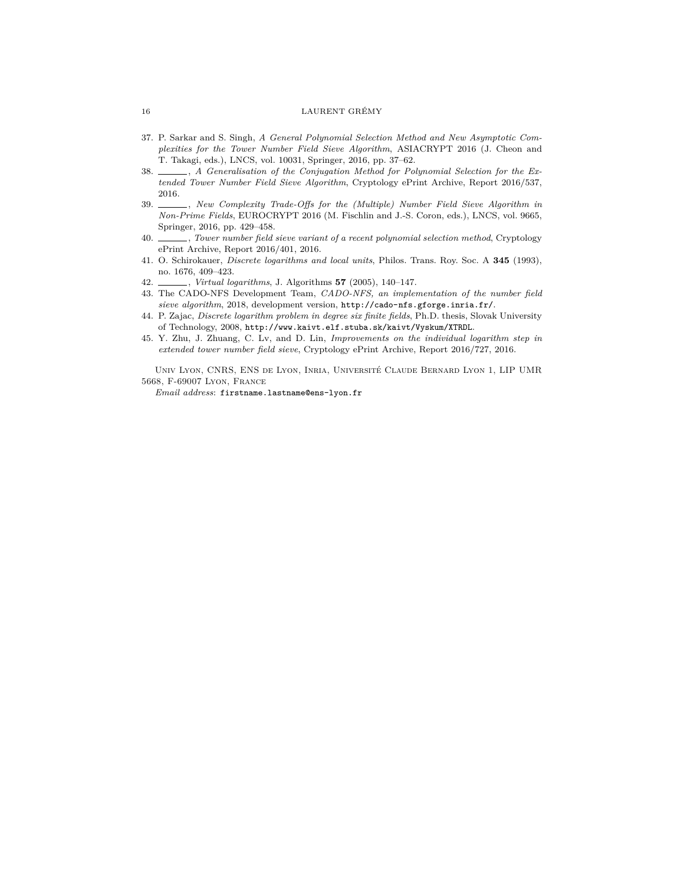37. P. Sarkar and S. Singh, *A General Polynomial Selection Method and New Asymptotic Complexities for the Tower Number Field Sieve Algorithm*, ASIACRYPT 2016 (J. Cheon and T. Takagi, eds.), LNCS, vol. 10031, Springer, 2016, pp. 37–62.
38. ______, *A Generalisation of the Conjugation Method for Polynomial Selection for the Extended Tower Number Field Sieve Algorithm*, Cryptology ePrint Archive, Report 2016/537, 2016.
39. ______, *New Complexity Trade-Offs for the (Multiple) Number Field Sieve Algorithm in Non-Prime Fields*, EUROCRYPT 2016 (M. Fischlin and J.-S. Coron, eds.), LNCS, vol. 9665, Springer, 2016, pp. 429–458.
40. ______, *Tower number field sieve variant of a recent polynomial selection method*, Cryptology ePrint Archive, Report 2016/401, 2016.
41. O. Schirokauer, *Discrete logarithms and local units*, Philos. Trans. Roy. Soc. A **345** (1993), no. 1676, 409–423.
42. ______, *Virtual logarithms*, J. Algorithms **57** (2005), 140–147.
43. The CADO-NFS Development Team, *CADO-NFS, an implementation of the number field sieve algorithm*, 2018, development version, `http://cado-nfs.gforge.inria.fr/`.
44. P. Zajac, *Discrete logarithm problem in degree six finite fields*, Ph.D. thesis, Slovak University of Technology, 2008, `http://www.kaivt.elf.stuba.sk/kaivt/Vyskum/XTRDL`.
45. Y. Zhu, J. Zhuang, C. Lv, and D. Lin, *Improvements on the individual logarithm step in extended tower number field sieve*, Cryptology ePrint Archive, Report 2016/727, 2016.

Univ Lyon, CNRS, ENS de Lyon, Inria, Université Claude Bernard Lyon 1, LIP UMR 5668, F-69007 Lyon, France

*Email address*: `firstname.lastname@ens-lyon.fr`